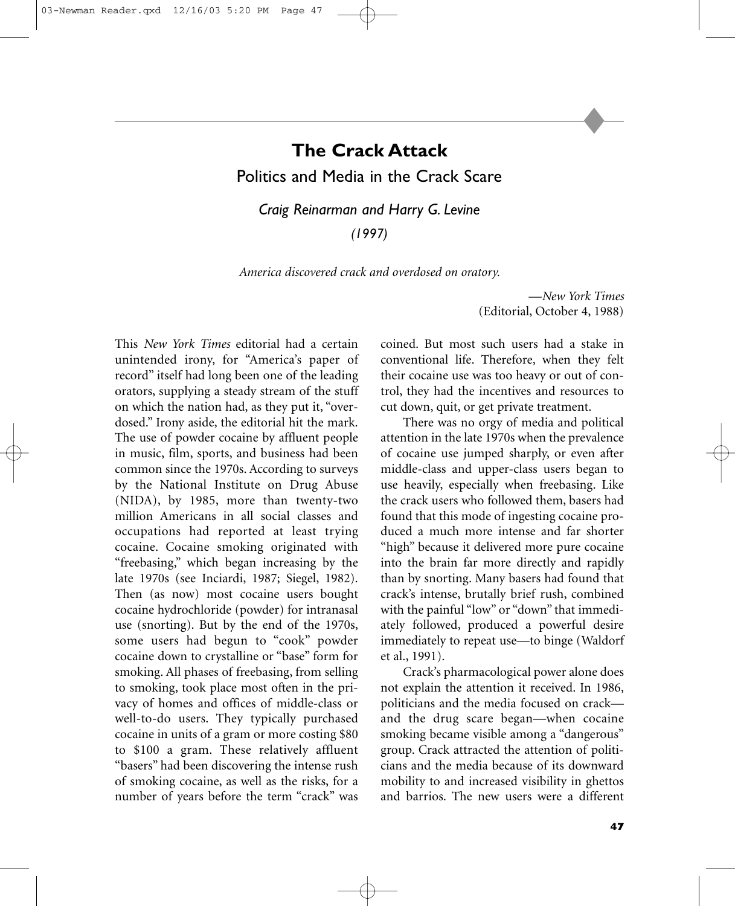# The Crack Attack

## Politics and Media in the Crack Scare

*Craig Reinarman and Harry G. Levine*

*(1997)*

*America discovered crack and overdosed on oratory.*

—*New York Times* (Editorial, October 4, 1988)

This *New York Times* editorial had a certain unintended irony, for "America's paper of record" itself had long been one of the leading orators, supplying a steady stream of the stuff on which the nation had, as they put it, "overdosed." Irony aside, the editorial hit the mark. The use of powder cocaine by affluent people in music, film, sports, and business had been common since the 1970s. According to surveys by the National Institute on Drug Abuse (NIDA), by 1985, more than twenty-two million Americans in all social classes and occupations had reported at least trying cocaine. Cocaine smoking originated with "freebasing," which began increasing by the late 1970s (see Inciardi, 1987; Siegel, 1982). Then (as now) most cocaine users bought cocaine hydrochloride (powder) for intranasal use (snorting). But by the end of the 1970s, some users had begun to "cook" powder cocaine down to crystalline or "base" form for smoking. All phases of freebasing, from selling to smoking, took place most often in the privacy of homes and offices of middle-class or well-to-do users. They typically purchased cocaine in units of a gram or more costing $80 to $100 a gram. These relatively affluent "basers" had been discovering the intense rush of smoking cocaine, as well as the risks, for a number of years before the term "crack" was coined. But most such users had a stake in conventional life. Therefore, when they felt their cocaine use was too heavy or out of control, they had the incentives and resources to cut down, quit, or get private treatment.

There was no orgy of media and political attention in the late 1970s when the prevalence of cocaine use jumped sharply, or even after middle-class and upper-class users began to use heavily, especially when freebasing. Like the crack users who followed them, basers had found that this mode of ingesting cocaine produced a much more intense and far shorter "high" because it delivered more pure cocaine into the brain far more directly and rapidly than by snorting. Many basers had found that crack's intense, brutally brief rush, combined with the painful "low" or "down" that immediately followed, produced a powerful desire immediately to repeat use—to binge (Waldorf et al., 1991).

Crack's pharmacological power alone does not explain the attention it received. In 1986, politicians and the media focused on crack—and the drug scare began—when cocaine smoking became visible among a "dangerous" group. Crack attracted the attention of politicians and the media because of its downward mobility to and increased visibility in ghettos and barrios. The new users were a different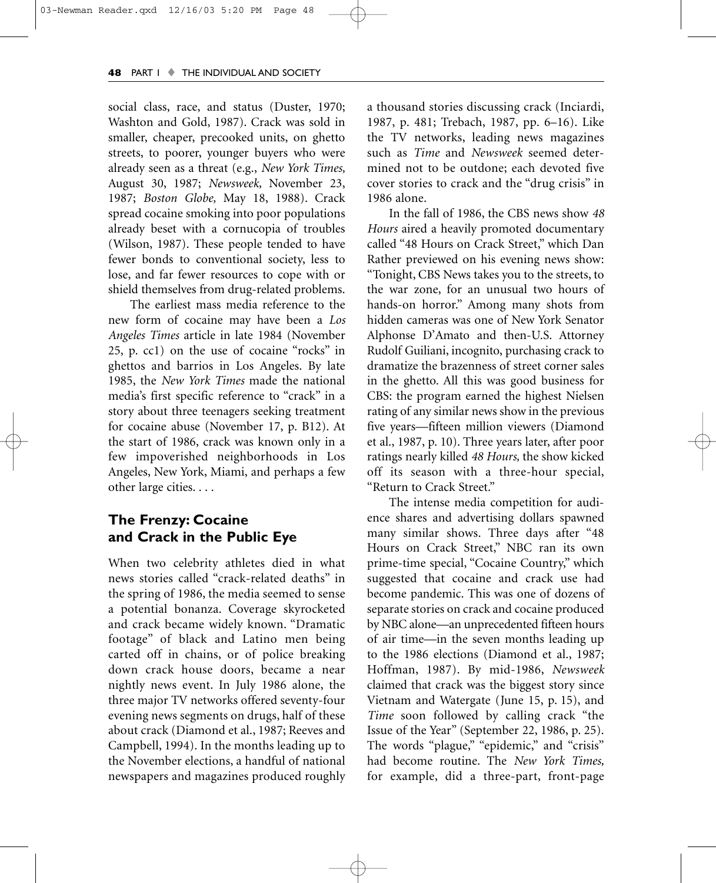social class, race, and status (Duster, 1970; Washton and Gold, 1987). Crack was sold in smaller, cheaper, precooked units, on ghetto streets, to poorer, younger buyers who were already seen as a threat (e.g., *New York Times,* August 30, 1987; *Newsweek,* November 23, 1987; *Boston Globe,* May 18, 1988). Crack spread cocaine smoking into poor populations already beset with a cornucopia of troubles (Wilson, 1987). These people tended to have fewer bonds to conventional society, less to lose, and far fewer resources to cope with or shield themselves from drug-related problems.

The earliest mass media reference to the new form of cocaine may have been a *Los Angeles Times* article in late 1984 (November 25, p. cc1) on the use of cocaine "rocks" in ghettos and barrios in Los Angeles. By late 1985, the *New York Times* made the national media's first specific reference to "crack" in a story about three teenagers seeking treatment for cocaine abuse (November 17, p. B12). At the start of 1986, crack was known only in a few impoverished neighborhoods in Los Angeles, New York, Miami, and perhaps a few other large cities. . . .

## The Frenzy: Cocaine and Crack in the Public Eye

When two celebrity athletes died in what news stories called "crack-related deaths" in the spring of 1986, the media seemed to sense a potential bonanza. Coverage skyrocketed and crack became widely known. "Dramatic footage" of black and Latino men being carted off in chains, or of police breaking down crack house doors, became a near nightly news event. In July 1986 alone, the three major TV networks offered seventy-four evening news segments on drugs, half of these about crack (Diamond et al., 1987; Reeves and Campbell, 1994). In the months leading up to the November elections, a handful of national newspapers and magazines produced roughly a thousand stories discussing crack (Inciardi, 1987, p. 481; Trebach, 1987, pp. 6–16). Like the TV networks, leading news magazines such as *Time* and *Newsweek* seemed determined not to be outdone; each devoted five cover stories to crack and the "drug crisis" in 1986 alone.

In the fall of 1986, the CBS news show *48 Hours* aired a heavily promoted documentary called "48 Hours on Crack Street," which Dan Rather previewed on his evening news show: "Tonight, CBS News takes you to the streets, to the war zone, for an unusual two hours of hands-on horror." Among many shots from hidden cameras was one of New York Senator Alphonse D'Amato and then-U.S. Attorney Rudolf Guiliani, incognito, purchasing crack to dramatize the brazenness of street corner sales in the ghetto. All this was good business for CBS: the program earned the highest Nielsen rating of any similar news show in the previous five years—fifteen million viewers (Diamond et al., 1987, p. 10). Three years later, after poor ratings nearly killed *48 Hours,* the show kicked off its season with a three-hour special, "Return to Crack Street."

The intense media competition for audience shares and advertising dollars spawned many similar shows. Three days after "48 Hours on Crack Street," NBC ran its own prime-time special, "Cocaine Country," which suggested that cocaine and crack use had become pandemic. This was one of dozens of separate stories on crack and cocaine produced by NBC alone—an unprecedented fifteen hours of air time—in the seven months leading up to the 1986 elections (Diamond et al., 1987; Hoffman, 1987). By mid-1986, *Newsweek* claimed that crack was the biggest story since Vietnam and Watergate (June 15, p. 15), and *Time* soon followed by calling crack "the Issue of the Year" (September 22, 1986, p. 25). The words "plague," "epidemic," and "crisis" had become routine. The *New York Times,* for example, did a three-part, front-page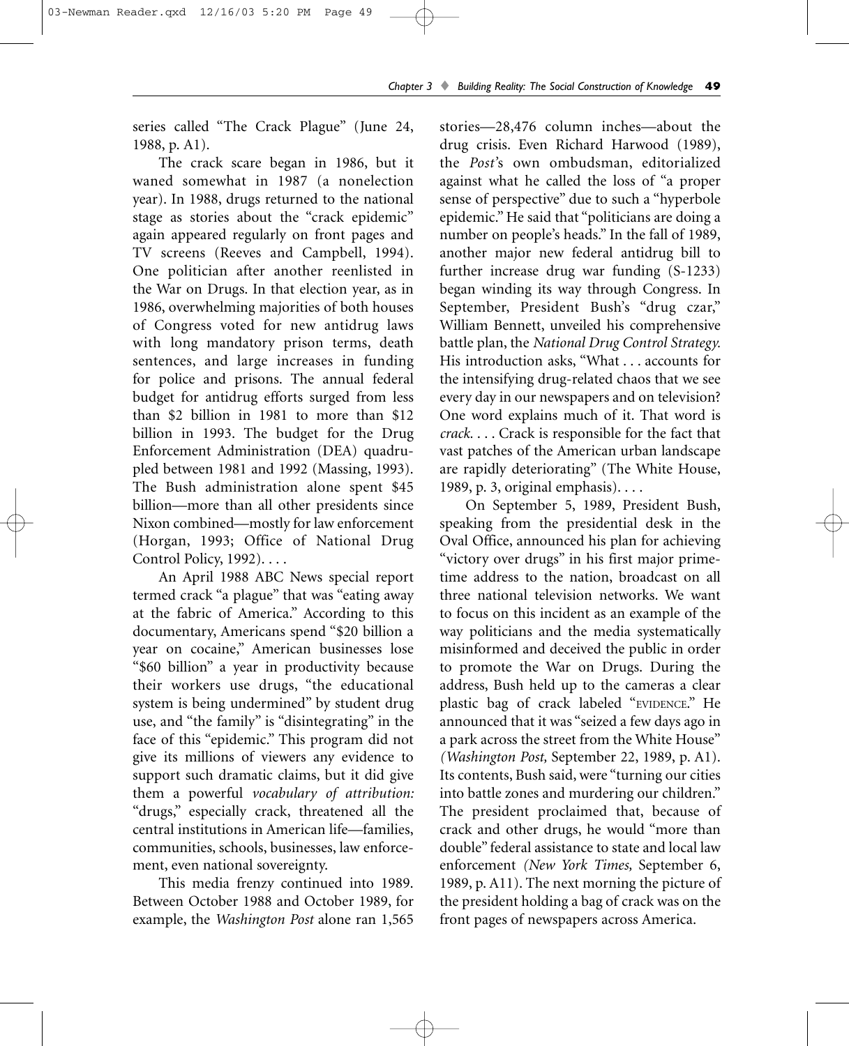series called "The Crack Plague" (June 24, 1988, p. A1).

The crack scare began in 1986, but it waned somewhat in 1987 (a nonelection year). In 1988, drugs returned to the national stage as stories about the "crack epidemic" again appeared regularly on front pages and TV screens (Reeves and Campbell, 1994). One politician after another reenlisted in the War on Drugs. In that election year, as in 1986, overwhelming majorities of both houses of Congress voted for new antidrug laws with long mandatory prison terms, death sentences, and large increases in funding for police and prisons. The annual federal budget for antidrug efforts surged from less than $2 billion in 1981 to more than $12 billion in 1993. The budget for the Drug Enforcement Administration (DEA) quadrupled between 1981 and 1992 (Massing, 1993). The Bush administration alone spent $45 billion—more than all other presidents since Nixon combined—mostly for law enforcement (Horgan, 1993; Office of National Drug Control Policy, 1992). . . .

An April 1988 ABC News special report termed crack "a plague" that was "eating away at the fabric of America." According to this documentary, Americans spend "$20 billion a year on cocaine," American businesses lose "$60 billion" a year in productivity because their workers use drugs, "the educational system is being undermined" by student drug use, and "the family" is "disintegrating" in the face of this "epidemic." This program did not give its millions of viewers any evidence to support such dramatic claims, but it did give them a powerful *vocabulary of attribution:* "drugs," especially crack, threatened all the central institutions in American life—families, communities, schools, businesses, law enforcement, even national sovereignty.

This media frenzy continued into 1989. Between October 1988 and October 1989, for example, the *Washington Post* alone ran 1,565 stories—28,476 column inches—about the drug crisis. Even Richard Harwood (1989), the *Post*'s own ombudsman, editorialized against what he called the loss of "a proper sense of perspective" due to such a "hyperbole epidemic." He said that "politicians are doing a number on people's heads." In the fall of 1989, another major new federal antidrug bill to further increase drug war funding (S-1233) began winding its way through Congress. In September, President Bush's "drug czar," William Bennett, unveiled his comprehensive battle plan, the *National Drug Control Strategy.* His introduction asks, "What . . . accounts for the intensifying drug-related chaos that we see every day in our newspapers and on television? One word explains much of it. That word is *crack.* . . . Crack is responsible for the fact that vast patches of the American urban landscape are rapidly deteriorating" (The White House, 1989, p. 3, original emphasis). . . .

On September 5, 1989, President Bush, speaking from the presidential desk in the Oval Office, announced his plan for achieving "victory over drugs" in his first major prime-time address to the nation, broadcast on all three national television networks. We want to focus on this incident as an example of the way politicians and the media systematically misinformed and deceived the public in order to promote the War on Drugs. During the address, Bush held up to the cameras a clear plastic bag of crack labeled "EVIDENCE." He announced that it was "seized a few days ago in a park across the street from the White House" *(Washington Post,* September 22, 1989, p. A1). Its contents, Bush said, were "turning our cities into battle zones and murdering our children." The president proclaimed that, because of crack and other drugs, he would "more than double" federal assistance to state and local law enforcement *(New York Times,* September 6, 1989, p. A11). The next morning the picture of the president holding a bag of crack was on the front pages of newspapers across America.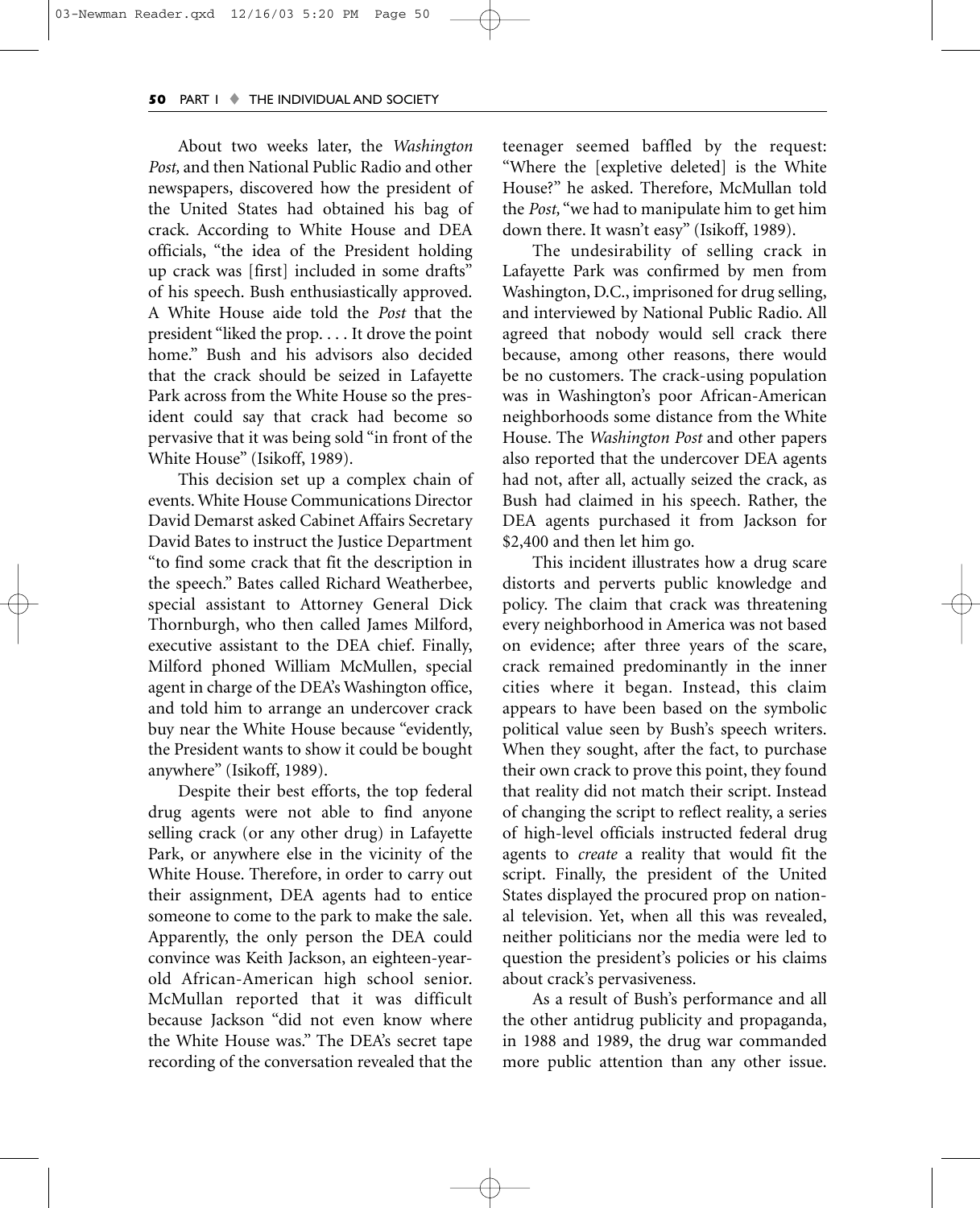About two weeks later, the *Washington Post,* and then National Public Radio and other newspapers, discovered how the president of the United States had obtained his bag of crack. According to White House and DEA officials, "the idea of the President holding up crack was [first] included in some drafts" of his speech. Bush enthusiastically approved. A White House aide told the *Post* that the president "liked the prop. . . . It drove the point home." Bush and his advisors also decided that the crack should be seized in Lafayette Park across from the White House so the president could say that crack had become so pervasive that it was being sold "in front of the White House" (Isikoff, 1989).

This decision set up a complex chain of events. White House Communications Director David Demarst asked Cabinet Affairs Secretary David Bates to instruct the Justice Department "to find some crack that fit the description in the speech." Bates called Richard Weatherbee, special assistant to Attorney General Dick Thornburgh, who then called James Milford, executive assistant to the DEA chief. Finally, Milford phoned William McMullen, special agent in charge of the DEA's Washington office, and told him to arrange an undercover crack buy near the White House because "evidently, the President wants to show it could be bought anywhere" (Isikoff, 1989).

Despite their best efforts, the top federal drug agents were not able to find anyone selling crack (or any other drug) in Lafayette Park, or anywhere else in the vicinity of the White House. Therefore, in order to carry out their assignment, DEA agents had to entice someone to come to the park to make the sale. Apparently, the only person the DEA could convince was Keith Jackson, an eighteen-year-old African-American high school senior. McMullan reported that it was difficult because Jackson "did not even know where the White House was." The DEA's secret tape recording of the conversation revealed that the teenager seemed baffled by the request: "Where the [expletive deleted] is the White House?" he asked. Therefore, McMullan told the *Post,* "we had to manipulate him to get him down there. It wasn't easy" (Isikoff, 1989).

The undesirability of selling crack in Lafayette Park was confirmed by men from Washington, D.C., imprisoned for drug selling, and interviewed by National Public Radio. All agreed that nobody would sell crack there because, among other reasons, there would be no customers. The crack-using population was in Washington's poor African-American neighborhoods some distance from the White House. The *Washington Post* and other papers also reported that the undercover DEA agents had not, after all, actually seized the crack, as Bush had claimed in his speech. Rather, the DEA agents purchased it from Jackson for $2,400 and then let him go.

This incident illustrates how a drug scare distorts and perverts public knowledge and policy. The claim that crack was threatening every neighborhood in America was not based on evidence; after three years of the scare, crack remained predominantly in the inner cities where it began. Instead, this claim appears to have been based on the symbolic political value seen by Bush's speech writers. When they sought, after the fact, to purchase their own crack to prove this point, they found that reality did not match their script. Instead of changing the script to reflect reality, a series of high-level officials instructed federal drug agents to *create* a reality that would fit the script. Finally, the president of the United States displayed the procured prop on national television. Yet, when all this was revealed, neither politicians nor the media were led to question the president's policies or his claims about crack's pervasiveness.

As a result of Bush's performance and all the other antidrug publicity and propaganda, in 1988 and 1989, the drug war commanded more public attention than any other issue.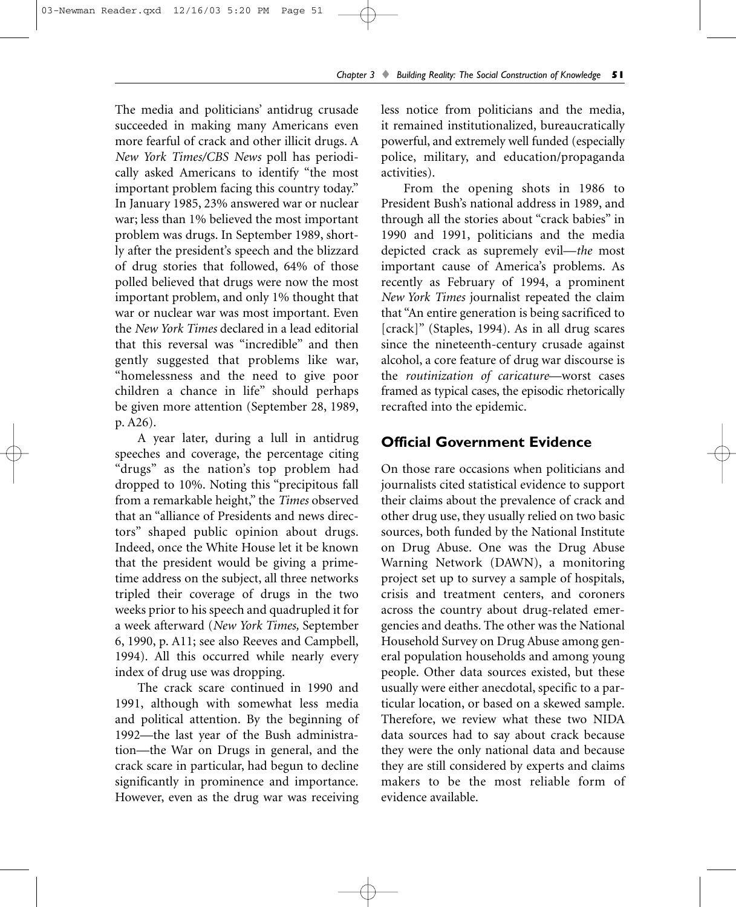The media and politicians' antidrug crusade succeeded in making many Americans even more fearful of crack and other illicit drugs. A *New York Times/CBS News* poll has periodically asked Americans to identify "the most important problem facing this country today." In January 1985, 23% answered war or nuclear war; less than 1% believed the most important problem was drugs. In September 1989, shortly after the president's speech and the blizzard of drug stories that followed, 64% of those polled believed that drugs were now the most important problem, and only 1% thought that war or nuclear war was most important. Even the *New York Times* declared in a lead editorial that this reversal was "incredible" and then gently suggested that problems like war, "homelessness and the need to give poor children a chance in life" should perhaps be given more attention (September 28, 1989, p. A26).

A year later, during a lull in antidrug speeches and coverage, the percentage citing "drugs" as the nation's top problem had dropped to 10%. Noting this "precipitous fall from a remarkable height," the *Times* observed that an "alliance of Presidents and news directors" shaped public opinion about drugs. Indeed, once the White House let it be known that the president would be giving a primetime address on the subject, all three networks tripled their coverage of drugs in the two weeks prior to his speech and quadrupled it for a week afterward (*New York Times,* September 6, 1990, p. A11; see also Reeves and Campbell, 1994). All this occurred while nearly every index of drug use was dropping.

The crack scare continued in 1990 and 1991, although with somewhat less media and political attention. By the beginning of 1992—the last year of the Bush administration—the War on Drugs in general, and the crack scare in particular, had begun to decline significantly in prominence and importance. However, even as the drug war was receiving less notice from politicians and the media, it remained institutionalized, bureaucratically powerful, and extremely well funded (especially police, military, and education/propaganda activities).

From the opening shots in 1986 to President Bush's national address in 1989, and through all the stories about "crack babies" in 1990 and 1991, politicians and the media depicted crack as supremely evil—*the* most important cause of America's problems. As recently as February of 1994, a prominent *New York Times* journalist repeated the claim that "An entire generation is being sacrificed to [crack]" (Staples, 1994). As in all drug scares since the nineteenth-century crusade against alcohol, a core feature of drug war discourse is the *routinization of caricature*—worst cases framed as typical cases, the episodic rhetorically recrafted into the epidemic.

## Official Government Evidence

On those rare occasions when politicians and journalists cited statistical evidence to support their claims about the prevalence of crack and other drug use, they usually relied on two basic sources, both funded by the National Institute on Drug Abuse. One was the Drug Abuse Warning Network (DAWN), a monitoring project set up to survey a sample of hospitals, crisis and treatment centers, and coroners across the country about drug-related emergencies and deaths. The other was the National Household Survey on Drug Abuse among general population households and among young people. Other data sources existed, but these usually were either anecdotal, specific to a particular location, or based on a skewed sample. Therefore, we review what these two NIDA data sources had to say about crack because they were the only national data and because they are still considered by experts and claims makers to be the most reliable form of evidence available.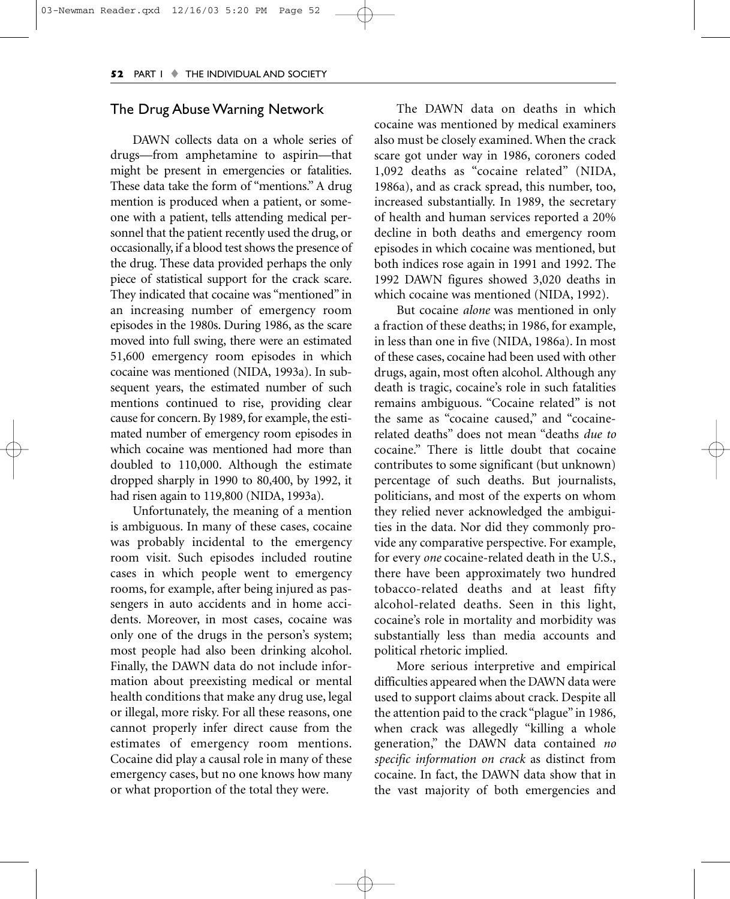## The Drug Abuse Warning Network

DAWN collects data on a whole series of drugs—from amphetamine to aspirin—that might be present in emergencies or fatalities. These data take the form of "mentions." A drug mention is produced when a patient, or someone with a patient, tells attending medical personnel that the patient recently used the drug, or occasionally, if a blood test shows the presence of the drug. These data provided perhaps the only piece of statistical support for the crack scare. They indicated that cocaine was "mentioned" in an increasing number of emergency room episodes in the 1980s. During 1986, as the scare moved into full swing, there were an estimated 51,600 emergency room episodes in which cocaine was mentioned (NIDA, 1993a). In subsequent years, the estimated number of such mentions continued to rise, providing clear cause for concern. By 1989, for example, the estimated number of emergency room episodes in which cocaine was mentioned had more than doubled to 110,000. Although the estimate dropped sharply in 1990 to 80,400, by 1992, it had risen again to 119,800 (NIDA, 1993a).

Unfortunately, the meaning of a mention is ambiguous. In many of these cases, cocaine was probably incidental to the emergency room visit. Such episodes included routine cases in which people went to emergency rooms, for example, after being injured as passengers in auto accidents and in home accidents. Moreover, in most cases, cocaine was only one of the drugs in the person's system; most people had also been drinking alcohol. Finally, the DAWN data do not include information about preexisting medical or mental health conditions that make any drug use, legal or illegal, more risky. For all these reasons, one cannot properly infer direct cause from the estimates of emergency room mentions. Cocaine did play a causal role in many of these emergency cases, but no one knows how many or what proportion of the total they were.

The DAWN data on deaths in which cocaine was mentioned by medical examiners also must be closely examined. When the crack scare got under way in 1986, coroners coded 1,092 deaths as "cocaine related" (NIDA, 1986a), and as crack spread, this number, too, increased substantially. In 1989, the secretary of health and human services reported a 20% decline in both deaths and emergency room episodes in which cocaine was mentioned, but both indices rose again in 1991 and 1992. The 1992 DAWN figures showed 3,020 deaths in which cocaine was mentioned (NIDA, 1992).

But cocaine *alone* was mentioned in only a fraction of these deaths; in 1986, for example, in less than one in five (NIDA, 1986a). In most of these cases, cocaine had been used with other drugs, again, most often alcohol. Although any death is tragic, cocaine's role in such fatalities remains ambiguous. "Cocaine related" is not the same as "cocaine caused," and "cocaine-related deaths" does not mean "deaths *due to* cocaine." There is little doubt that cocaine contributes to some significant (but unknown) percentage of such deaths. But journalists, politicians, and most of the experts on whom they relied never acknowledged the ambiguities in the data. Nor did they commonly provide any comparative perspective. For example, for every *one* cocaine-related death in the U.S., there have been approximately two hundred tobacco-related deaths and at least fifty alcohol-related deaths. Seen in this light, cocaine's role in mortality and morbidity was substantially less than media accounts and political rhetoric implied.

More serious interpretive and empirical difficulties appeared when the DAWN data were used to support claims about crack. Despite all the attention paid to the crack "plague" in 1986, when crack was allegedly "killing a whole generation," the DAWN data contained *no specific information on crack* as distinct from cocaine. In fact, the DAWN data show that in the vast majority of both emergencies and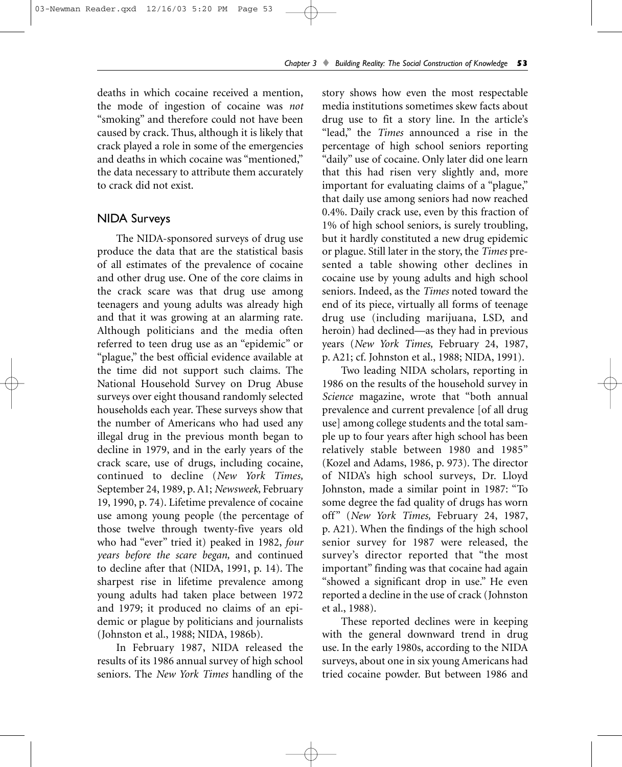deaths in which cocaine received a mention, the mode of ingestion of cocaine was *not* "smoking" and therefore could not have been caused by crack. Thus, although it is likely that crack played a role in some of the emergencies and deaths in which cocaine was "mentioned," the data necessary to attribute them accurately to crack did not exist.

## NIDA Surveys

The NIDA-sponsored surveys of drug use produce the data that are the statistical basis of all estimates of the prevalence of cocaine and other drug use. One of the core claims in the crack scare was that drug use among teenagers and young adults was already high and that it was growing at an alarming rate. Although politicians and the media often referred to teen drug use as an "epidemic" or "plague," the best official evidence available at the time did not support such claims. The National Household Survey on Drug Abuse surveys over eight thousand randomly selected households each year. These surveys show that the number of Americans who had used any illegal drug in the previous month began to decline in 1979, and in the early years of the crack scare, use of drugs, including cocaine, continued to decline (*New York Times,* September 24, 1989, p. A1; *Newsweek,* February 19, 1990, p. 74). Lifetime prevalence of cocaine use among young people (the percentage of those twelve through twenty-five years old who had "ever" tried it) peaked in 1982, *four years before the scare began,* and continued to decline after that (NIDA, 1991, p. 14). The sharpest rise in lifetime prevalence among young adults had taken place between 1972 and 1979; it produced no claims of an epidemic or plague by politicians and journalists (Johnston et al., 1988; NIDA, 1986b).

In February 1987, NIDA released the results of its 1986 annual survey of high school seniors. The *New York Times* handling of the story shows how even the most respectable media institutions sometimes skew facts about drug use to fit a story line. In the article's "lead," the *Times* announced a rise in the percentage of high school seniors reporting "daily" use of cocaine. Only later did one learn that this had risen very slightly and, more important for evaluating claims of a "plague," that daily use among seniors had now reached 0.4%. Daily crack use, even by this fraction of 1% of high school seniors, is surely troubling, but it hardly constituted a new drug epidemic or plague. Still later in the story, the *Times* presented a table showing other declines in cocaine use by young adults and high school seniors. Indeed, as the *Times* noted toward the end of its piece, virtually all forms of teenage drug use (including marijuana, LSD, and heroin) had declined—as they had in previous years (*New York Times,* February 24, 1987, p. A21; cf. Johnston et al., 1988; NIDA, 1991).

Two leading NIDA scholars, reporting in 1986 on the results of the household survey in *Science* magazine, wrote that "both annual prevalence and current prevalence [of all drug use] among college students and the total sample up to four years after high school has been relatively stable between 1980 and 1985" (Kozel and Adams, 1986, p. 973). The director of NIDA's high school surveys, Dr. Lloyd Johnston, made a similar point in 1987: "To some degree the fad quality of drugs has worn off" (*New York Times,* February 24, 1987, p. A21). When the findings of the high school senior survey for 1987 were released, the survey's director reported that "the most important" finding was that cocaine had again "showed a significant drop in use." He even reported a decline in the use of crack (Johnston et al., 1988).

These reported declines were in keeping with the general downward trend in drug use. In the early 1980s, according to the NIDA surveys, about one in six young Americans had tried cocaine powder. But between 1986 and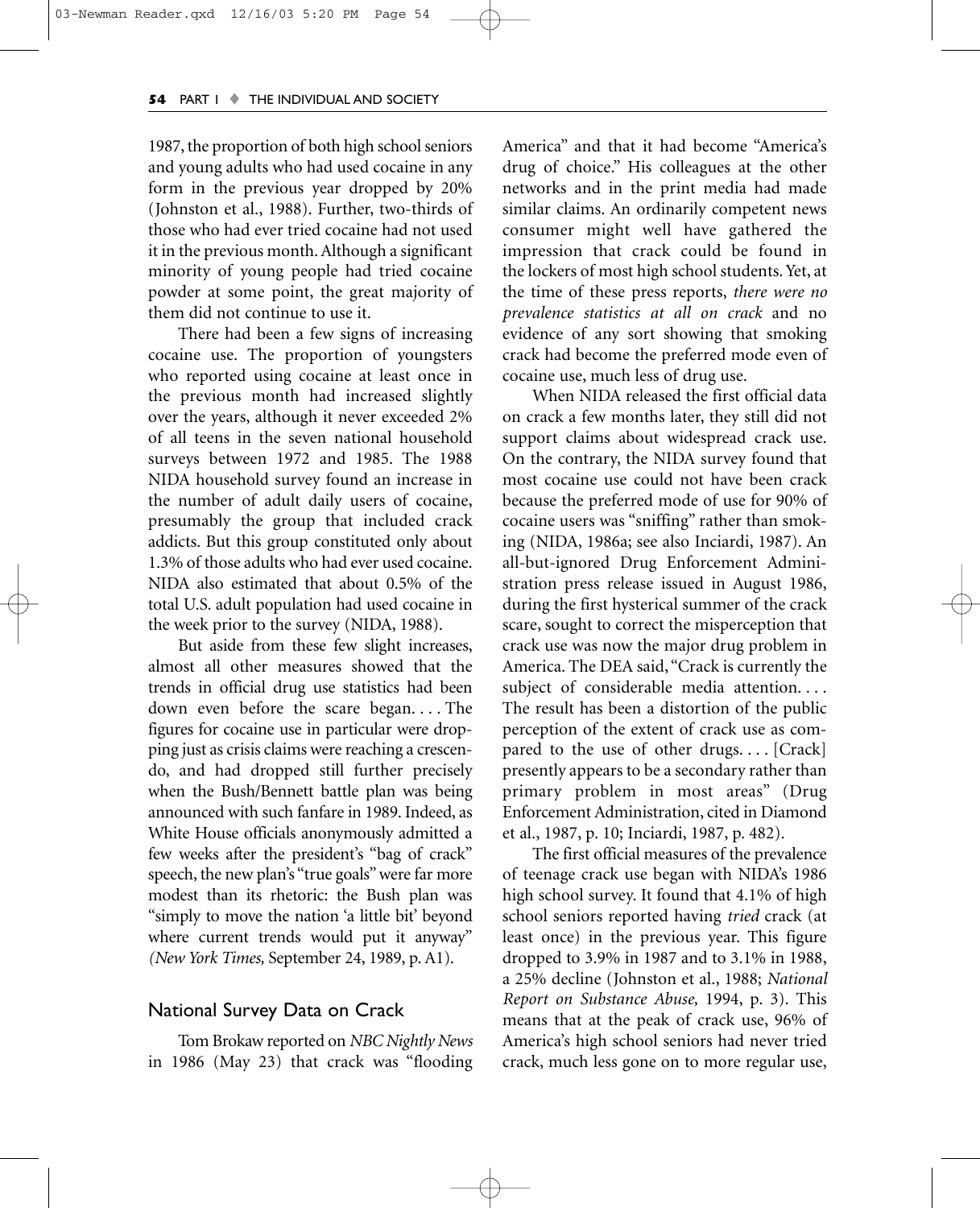1987, the proportion of both high school seniors and young adults who had used cocaine in any form in the previous year dropped by 20% (Johnston et al., 1988). Further, two-thirds of those who had ever tried cocaine had not used it in the previous month. Although a significant minority of young people had tried cocaine powder at some point, the great majority of them did not continue to use it.

There had been a few signs of increasing cocaine use. The proportion of youngsters who reported using cocaine at least once in the previous month had increased slightly over the years, although it never exceeded 2% of all teens in the seven national household surveys between 1972 and 1985. The 1988 NIDA household survey found an increase in the number of adult daily users of cocaine, presumably the group that included crack addicts. But this group constituted only about 1.3% of those adults who had ever used cocaine. NIDA also estimated that about 0.5% of the total U.S. adult population had used cocaine in the week prior to the survey (NIDA, 1988).

But aside from these few slight increases, almost all other measures showed that the trends in official drug use statistics had been down even before the scare began. . . . The figures for cocaine use in particular were dropping just as crisis claims were reaching a crescendo, and had dropped still further precisely when the Bush/Bennett battle plan was being announced with such fanfare in 1989. Indeed, as White House officials anonymously admitted a few weeks after the president's "bag of crack" speech, the new plan's "true goals" were far more modest than its rhetoric: the Bush plan was "simply to move the nation 'a little bit' beyond where current trends would put it anyway" (*New York Times,* September 24, 1989, p. A1).

## National Survey Data on Crack

Tom Brokaw reported on *NBC Nightly News* in 1986 (May 23) that crack was "flooding America" and that it had become "America's drug of choice." His colleagues at the other networks and in the print media had made similar claims. An ordinarily competent news consumer might well have gathered the impression that crack could be found in the lockers of most high school students. Yet, at the time of these press reports, *there were no prevalence statistics at all on crack* and no evidence of any sort showing that smoking crack had become the preferred mode even of cocaine use, much less of drug use.

When NIDA released the first official data on crack a few months later, they still did not support claims about widespread crack use. On the contrary, the NIDA survey found that most cocaine use could not have been crack because the preferred mode of use for 90% of cocaine users was "sniffing" rather than smoking (NIDA, 1986a; see also Inciardi, 1987). An all-but-ignored Drug Enforcement Administration press release issued in August 1986, during the first hysterical summer of the crack scare, sought to correct the misperception that crack use was now the major drug problem in America. The DEA said, "Crack is currently the subject of considerable media attention. . . . The result has been a distortion of the public perception of the extent of crack use as compared to the use of other drugs. . . . [Crack] presently appears to be a secondary rather than primary problem in most areas" (Drug Enforcement Administration, cited in Diamond et al., 1987, p. 10; Inciardi, 1987, p. 482).

The first official measures of the prevalence of teenage crack use began with NIDA's 1986 high school survey. It found that 4.1% of high school seniors reported having *tried* crack (at least once) in the previous year. This figure dropped to 3.9% in 1987 and to 3.1% in 1988, a 25% decline (Johnston et al., 1988; *National Report on Substance Abuse,* 1994, p. 3). This means that at the peak of crack use, 96% of America's high school seniors had never tried crack, much less gone on to more regular use,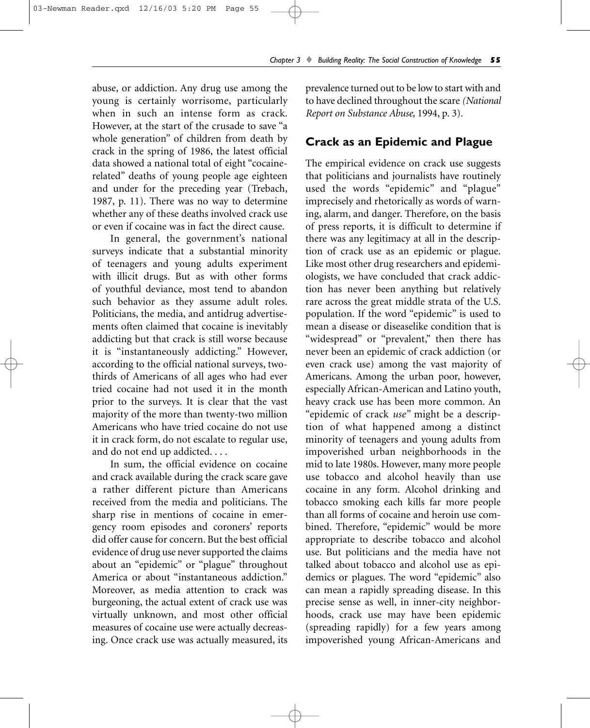abuse, or addiction. Any drug use among the young is certainly worrisome, particularly when in such an intense form as crack. However, at the start of the crusade to save "a whole generation" of children from death by crack in the spring of 1986, the latest official data showed a national total of eight "cocaine-related" deaths of young people age eighteen and under for the preceding year (Trebach, 1987, p. 11). There was no way to determine whether any of these deaths involved crack use or even if cocaine was in fact the direct cause.

In general, the government's national surveys indicate that a substantial minority of teenagers and young adults experiment with illicit drugs. But as with other forms of youthful deviance, most tend to abandon such behavior as they assume adult roles. Politicians, the media, and antidrug advertisements often claimed that cocaine is inevitably addicting but that crack is still worse because it is "instantaneously addicting." However, according to the official national surveys, two-thirds of Americans of all ages who had ever tried cocaine had not used it in the month prior to the surveys. It is clear that the vast majority of the more than twenty-two million Americans who have tried cocaine do not use it in crack form, do not escalate to regular use, and do not end up addicted. . . .

In sum, the official evidence on cocaine and crack available during the crack scare gave a rather different picture than Americans received from the media and politicians. The sharp rise in mentions of cocaine in emergency room episodes and coroners' reports did offer cause for concern. But the best official evidence of drug use never supported the claims about an "epidemic" or "plague" throughout America or about "instantaneous addiction." Moreover, as media attention to crack was burgeoning, the actual extent of crack use was virtually unknown, and most other official measures of cocaine use were actually decreasing. Once crack use was actually measured, its prevalence turned out to be low to start with and to have declined throughout the scare *(National Report on Substance Abuse,* 1994, p. 3).

## Crack as an Epidemic and Plague

The empirical evidence on crack use suggests that politicians and journalists have routinely used the words "epidemic" and "plague" imprecisely and rhetorically as words of warning, alarm, and danger. Therefore, on the basis of press reports, it is difficult to determine if there was any legitimacy at all in the description of crack use as an epidemic or plague. Like most other drug researchers and epidemiologists, we have concluded that crack addiction has never been anything but relatively rare across the great middle strata of the U.S. population. If the word "epidemic" is used to mean a disease or diseaselike condition that is "widespread" or "prevalent," then there has never been an epidemic of crack addiction (or even crack use) among the vast majority of Americans. Among the urban poor, however, especially African-American and Latino youth, heavy crack use has been more common. An "epidemic of crack *use*" might be a description of what happened among a distinct minority of teenagers and young adults from impoverished urban neighborhoods in the mid to late 1980s. However, many more people use tobacco and alcohol heavily than use cocaine in any form. Alcohol drinking and tobacco smoking each kills far more people than all forms of cocaine and heroin use combined. Therefore, "epidemic" would be more appropriate to describe tobacco and alcohol use. But politicians and the media have not talked about tobacco and alcohol use as epidemics or plagues. The word "epidemic" also can mean a rapidly spreading disease. In this precise sense as well, in inner-city neighborhoods, crack use may have been epidemic (spreading rapidly) for a few years among impoverished young African-Americans and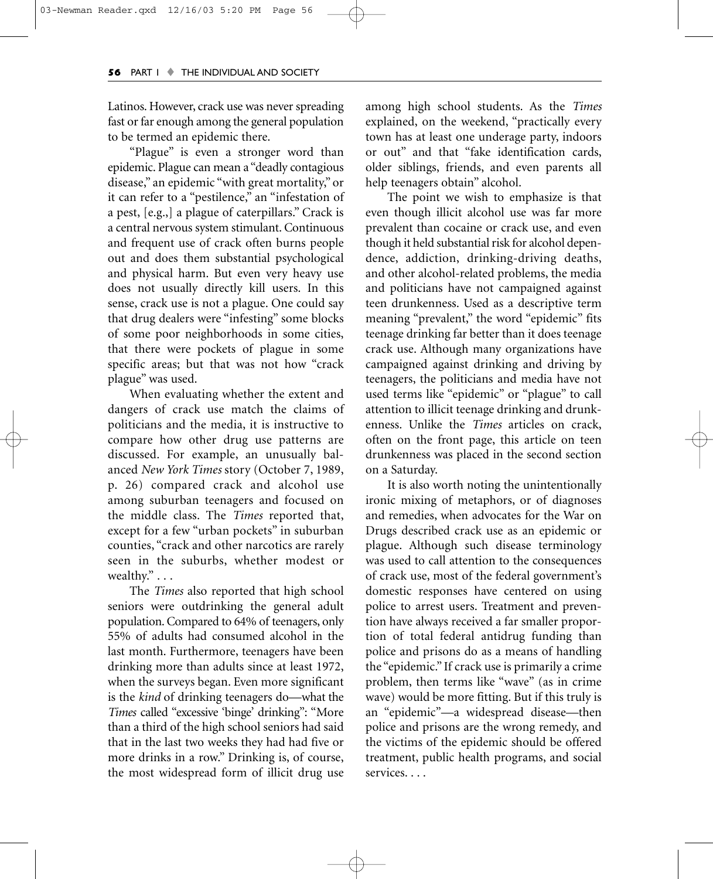Latinos. However, crack use was never spreading fast or far enough among the general population to be termed an epidemic there.

"Plague" is even a stronger word than epidemic. Plague can mean a "deadly contagious disease," an epidemic "with great mortality," or it can refer to a "pestilence," an "infestation of a pest, [e.g.,] a plague of caterpillars." Crack is a central nervous system stimulant. Continuous and frequent use of crack often burns people out and does them substantial psychological and physical harm. But even very heavy use does not usually directly kill users. In this sense, crack use is not a plague. One could say that drug dealers were "infesting" some blocks of some poor neighborhoods in some cities, that there were pockets of plague in some specific areas; but that was not how "crack plague" was used.

When evaluating whether the extent and dangers of crack use match the claims of politicians and the media, it is instructive to compare how other drug use patterns are discussed. For example, an unusually balanced *New York Times* story (October 7, 1989, p. 26) compared crack and alcohol use among suburban teenagers and focused on the middle class. The *Times* reported that, except for a few "urban pockets" in suburban counties, "crack and other narcotics are rarely seen in the suburbs, whether modest or wealthy." . . .

The *Times* also reported that high school seniors were outdrinking the general adult population. Compared to 64% of teenagers, only 55% of adults had consumed alcohol in the last month. Furthermore, teenagers have been drinking more than adults since at least 1972, when the surveys began. Even more significant is the *kind* of drinking teenagers do—what the *Times* called "excessive 'binge' drinking": "More than a third of the high school seniors had said that in the last two weeks they had had five or more drinks in a row." Drinking is, of course, the most widespread form of illicit drug use among high school students. As the *Times* explained, on the weekend, "practically every town has at least one underage party, indoors or out" and that "fake identification cards, older siblings, friends, and even parents all help teenagers obtain" alcohol.

The point we wish to emphasize is that even though illicit alcohol use was far more prevalent than cocaine or crack use, and even though it held substantial risk for alcohol dependence, addiction, drinking-driving deaths, and other alcohol-related problems, the media and politicians have not campaigned against teen drunkenness. Used as a descriptive term meaning "prevalent," the word "epidemic" fits teenage drinking far better than it does teenage crack use. Although many organizations have campaigned against drinking and driving by teenagers, the politicians and media have not used terms like "epidemic" or "plague" to call attention to illicit teenage drinking and drunkenness. Unlike the *Times* articles on crack, often on the front page, this article on teen drunkenness was placed in the second section on a Saturday.

It is also worth noting the unintentionally ironic mixing of metaphors, or of diagnoses and remedies, when advocates for the War on Drugs described crack use as an epidemic or plague. Although such disease terminology was used to call attention to the consequences of crack use, most of the federal government's domestic responses have centered on using police to arrest users. Treatment and prevention have always received a far smaller proportion of total federal antidrug funding than police and prisons do as a means of handling the "epidemic." If crack use is primarily a crime problem, then terms like "wave" (as in crime wave) would be more fitting. But if this truly is an "epidemic"—a widespread disease—then police and prisons are the wrong remedy, and the victims of the epidemic should be offered treatment, public health programs, and social services. . . .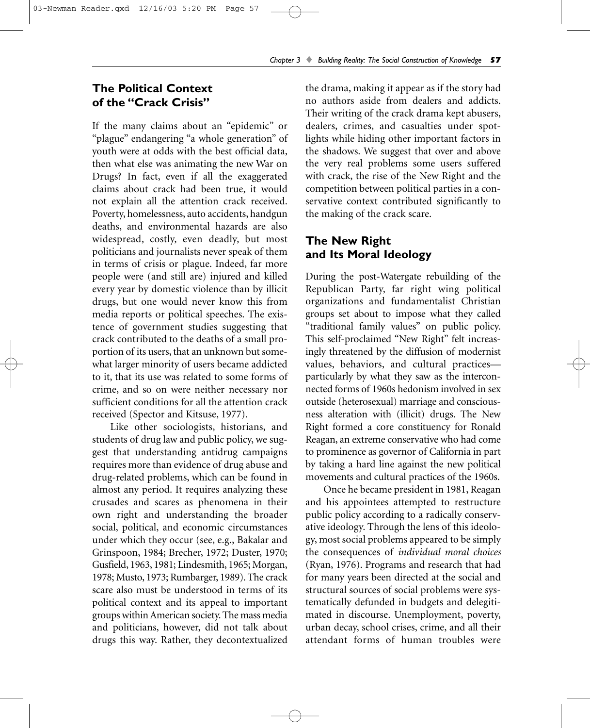## The Political Context of the "Crack Crisis"

If the many claims about an "epidemic" or "plague" endangering "a whole generation" of youth were at odds with the best official data, then what else was animating the new War on Drugs? In fact, even if all the exaggerated claims about crack had been true, it would not explain all the attention crack received. Poverty, homelessness, auto accidents, handgun deaths, and environmental hazards are also widespread, costly, even deadly, but most politicians and journalists never speak of them in terms of crisis or plague. Indeed, far more people were (and still are) injured and killed every year by domestic violence than by illicit drugs, but one would never know this from media reports or political speeches. The existence of government studies suggesting that crack contributed to the deaths of a small proportion of its users, that an unknown but somewhat larger minority of users became addicted to it, that its use was related to some forms of crime, and so on were neither necessary nor sufficient conditions for all the attention crack received (Spector and Kitsuse, 1977).

Like other sociologists, historians, and students of drug law and public policy, we suggest that understanding antidrug campaigns requires more than evidence of drug abuse and drug-related problems, which can be found in almost any period. It requires analyzing these crusades and scares as phenomena in their own right and understanding the broader social, political, and economic circumstances under which they occur (see, e.g., Bakalar and Grinspoon, 1984; Brecher, 1972; Duster, 1970; Gusfield, 1963, 1981; Lindesmith, 1965; Morgan, 1978; Musto, 1973; Rumbarger, 1989). The crack scare also must be understood in terms of its political context and its appeal to important groups within American society. The mass media and politicians, however, did not talk about drugs this way. Rather, they decontextualized the drama, making it appear as if the story had no authors aside from dealers and addicts. Their writing of the crack drama kept abusers, dealers, crimes, and casualties under spotlights while hiding other important factors in the shadows. We suggest that over and above the very real problems some users suffered with crack, the rise of the New Right and the competition between political parties in a conservative context contributed significantly to the making of the crack scare.

## The New Right and Its Moral Ideology

During the post-Watergate rebuilding of the Republican Party, far right wing political organizations and fundamentalist Christian groups set about to impose what they called "traditional family values" on public policy. This self-proclaimed "New Right" felt increasingly threatened by the diffusion of modernist values, behaviors, and cultural practices—particularly by what they saw as the interconnected forms of 1960s hedonism involved in sex outside (heterosexual) marriage and consciousness alteration with (illicit) drugs. The New Right formed a core constituency for Ronald Reagan, an extreme conservative who had come to prominence as governor of California in part by taking a hard line against the new political movements and cultural practices of the 1960s.

Once he became president in 1981, Reagan and his appointees attempted to restructure public policy according to a radically conservative ideology. Through the lens of this ideology, most social problems appeared to be simply the consequences of *individual moral choices* (Ryan, 1976). Programs and research that had for many years been directed at the social and structural sources of social problems were systematically defunded in budgets and delegitimated in discourse. Unemployment, poverty, urban decay, school crises, crime, and all their attendant forms of human troubles were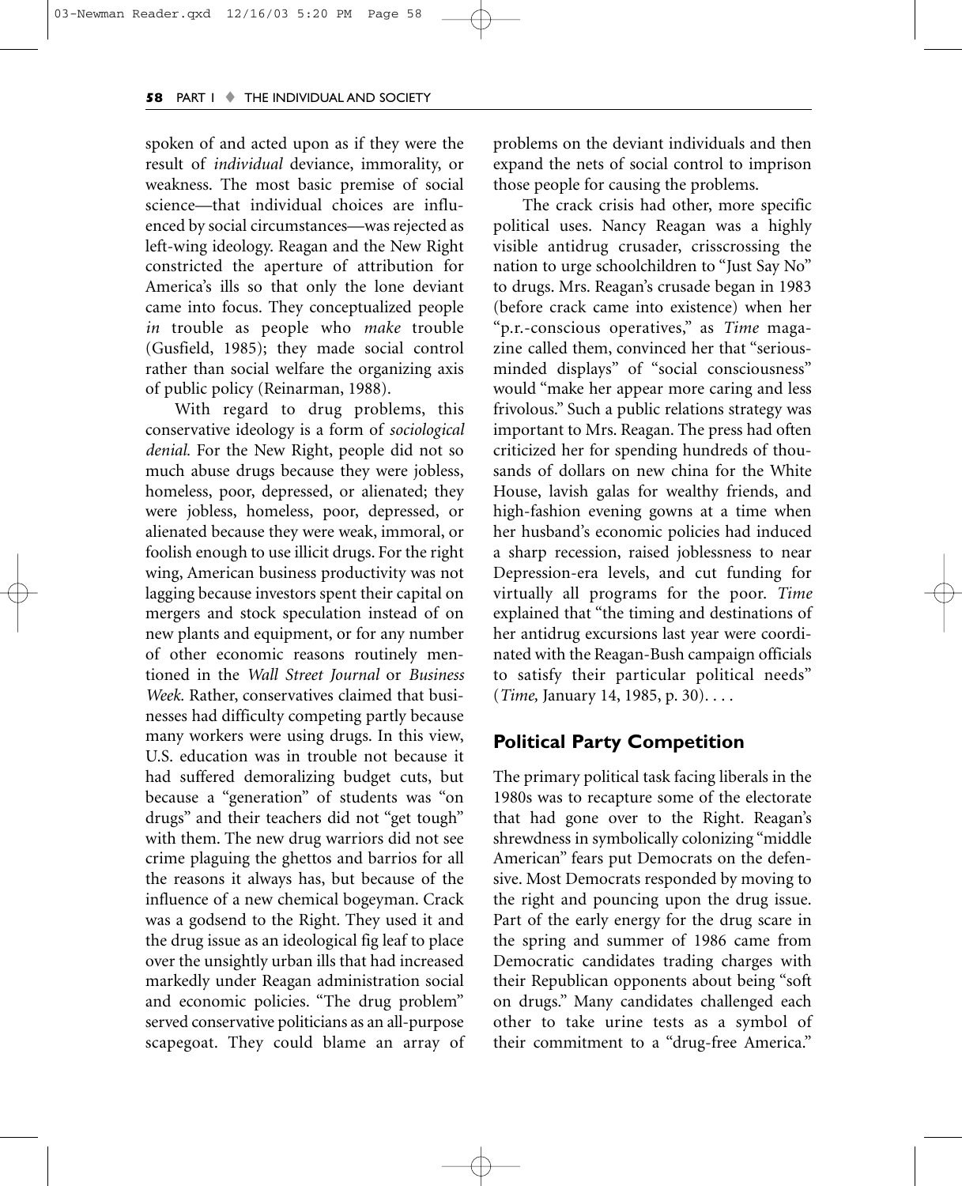spoken of and acted upon as if they were the result of *individual* deviance, immorality, or weakness. The most basic premise of social science—that individual choices are influenced by social circumstances—was rejected as left-wing ideology. Reagan and the New Right constricted the aperture of attribution for America's ills so that only the lone deviant came into focus. They conceptualized people *in* trouble as people who *make* trouble (Gusfield, 1985); they made social control rather than social welfare the organizing axis of public policy (Reinarman, 1988).

With regard to drug problems, this conservative ideology is a form of *sociological denial.* For the New Right, people did not so much abuse drugs because they were jobless, homeless, poor, depressed, or alienated; they were jobless, homeless, poor, depressed, or alienated because they were weak, immoral, or foolish enough to use illicit drugs. For the right wing, American business productivity was not lagging because investors spent their capital on mergers and stock speculation instead of on new plants and equipment, or for any number of other economic reasons routinely mentioned in the *Wall Street Journal* or *Business Week.* Rather, conservatives claimed that businesses had difficulty competing partly because many workers were using drugs. In this view, U.S. education was in trouble not because it had suffered demoralizing budget cuts, but because a "generation" of students was "on drugs" and their teachers did not "get tough" with them. The new drug warriors did not see crime plaguing the ghettos and barrios for all the reasons it always has, but because of the influence of a new chemical bogeyman. Crack was a godsend to the Right. They used it and the drug issue as an ideological fig leaf to place over the unsightly urban ills that had increased markedly under Reagan administration social and economic policies. "The drug problem" served conservative politicians as an all-purpose scapegoat. They could blame an array of problems on the deviant individuals and then expand the nets of social control to imprison those people for causing the problems.

The crack crisis had other, more specific political uses. Nancy Reagan was a highly visible antidrug crusader, crisscrossing the nation to urge schoolchildren to "Just Say No" to drugs. Mrs. Reagan's crusade began in 1983 (before crack came into existence) when her "p.r.-conscious operatives," as *Time* magazine called them, convinced her that "serious-minded displays" of "social consciousness" would "make her appear more caring and less frivolous." Such a public relations strategy was important to Mrs. Reagan. The press had often criticized her for spending hundreds of thousands of dollars on new china for the White House, lavish galas for wealthy friends, and high-fashion evening gowns at a time when her husband's economic policies had induced a sharp recession, raised joblessness to near Depression-era levels, and cut funding for virtually all programs for the poor. *Time* explained that "the timing and destinations of her antidrug excursions last year were coordinated with the Reagan-Bush campaign officials to satisfy their particular political needs" (*Time,* January 14, 1985, p. 30). . . .

## Political Party Competition

The primary political task facing liberals in the 1980s was to recapture some of the electorate that had gone over to the Right. Reagan's shrewdness in symbolically colonizing "middle American" fears put Democrats on the defensive. Most Democrats responded by moving to the right and pouncing upon the drug issue. Part of the early energy for the drug scare in the spring and summer of 1986 came from Democratic candidates trading charges with their Republican opponents about being "soft on drugs." Many candidates challenged each other to take urine tests as a symbol of their commitment to a "drug-free America."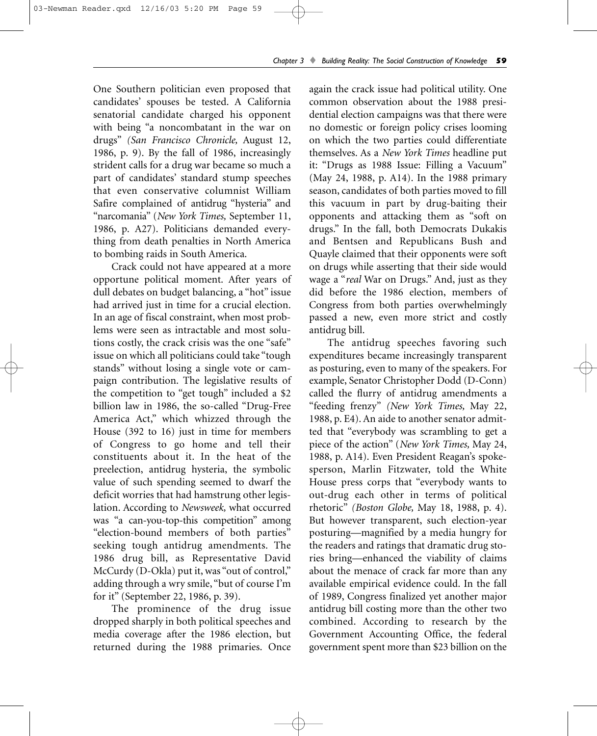One Southern politician even proposed that candidates' spouses be tested. A California senatorial candidate charged his opponent with being "a noncombatant in the war on drugs" *(San Francisco Chronicle,* August 12, 1986, p. 9). By the fall of 1986, increasingly strident calls for a drug war became so much a part of candidates' standard stump speeches that even conservative columnist William Safire complained of antidrug "hysteria" and "narcomania" (*New York Times,* September 11, 1986, p. A27). Politicians demanded everything from death penalties in North America to bombing raids in South America.

Crack could not have appeared at a more opportune political moment. After years of dull debates on budget balancing, a "hot" issue had arrived just in time for a crucial election. In an age of fiscal constraint, when most problems were seen as intractable and most solutions costly, the crack crisis was the one "safe" issue on which all politicians could take "tough stands" without losing a single vote or campaign contribution. The legislative results of the competition to "get tough" included a $2 billion law in 1986, the so-called "Drug-Free America Act," which whizzed through the House (392 to 16) just in time for members of Congress to go home and tell their constituents about it. In the heat of the preelection, antidrug hysteria, the symbolic value of such spending seemed to dwarf the deficit worries that had hamstrung other legislation. According to *Newsweek,* what occurred was "a can-you-top-this competition" among "election-bound members of both parties" seeking tough antidrug amendments. The 1986 drug bill, as Representative David McCurdy (D-Okla) put it, was "out of control," adding through a wry smile, "but of course I'm for it" (September 22, 1986, p. 39).

The prominence of the drug issue dropped sharply in both political speeches and media coverage after the 1986 election, but returned during the 1988 primaries. Once again the crack issue had political utility. One common observation about the 1988 presidential election campaigns was that there were no domestic or foreign policy crises looming on which the two parties could differentiate themselves. As a *New York Times* headline put it: "Drugs as 1988 Issue: Filling a Vacuum" (May 24, 1988, p. A14). In the 1988 primary season, candidates of both parties moved to fill this vacuum in part by drug-baiting their opponents and attacking them as "soft on drugs." In the fall, both Democrats Dukakis and Bentsen and Republicans Bush and Quayle claimed that their opponents were soft on drugs while asserting that their side would wage a "*real* War on Drugs." And, just as they did before the 1986 election, members of Congress from both parties overwhelmingly passed a new, even more strict and costly antidrug bill.

The antidrug speeches favoring such expenditures became increasingly transparent as posturing, even to many of the speakers. For example, Senator Christopher Dodd (D-Conn) called the flurry of antidrug amendments a "feeding frenzy" *(New York Times,* May 22, 1988, p. E4). An aide to another senator admitted that "everybody was scrambling to get a piece of the action" (*New York Times,* May 24, 1988, p. A14). Even President Reagan's spokesperson, Marlin Fitzwater, told the White House press corps that "everybody wants to out-drug each other in terms of political rhetoric" *(Boston Globe,* May 18, 1988, p. 4). But however transparent, such election-year posturing—magnified by a media hungry for the readers and ratings that dramatic drug stories bring—enhanced the viability of claims about the menace of crack far more than any available empirical evidence could. In the fall of 1989, Congress finalized yet another major antidrug bill costing more than the other two combined. According to research by the Government Accounting Office, the federal government spent more than $23 billion on the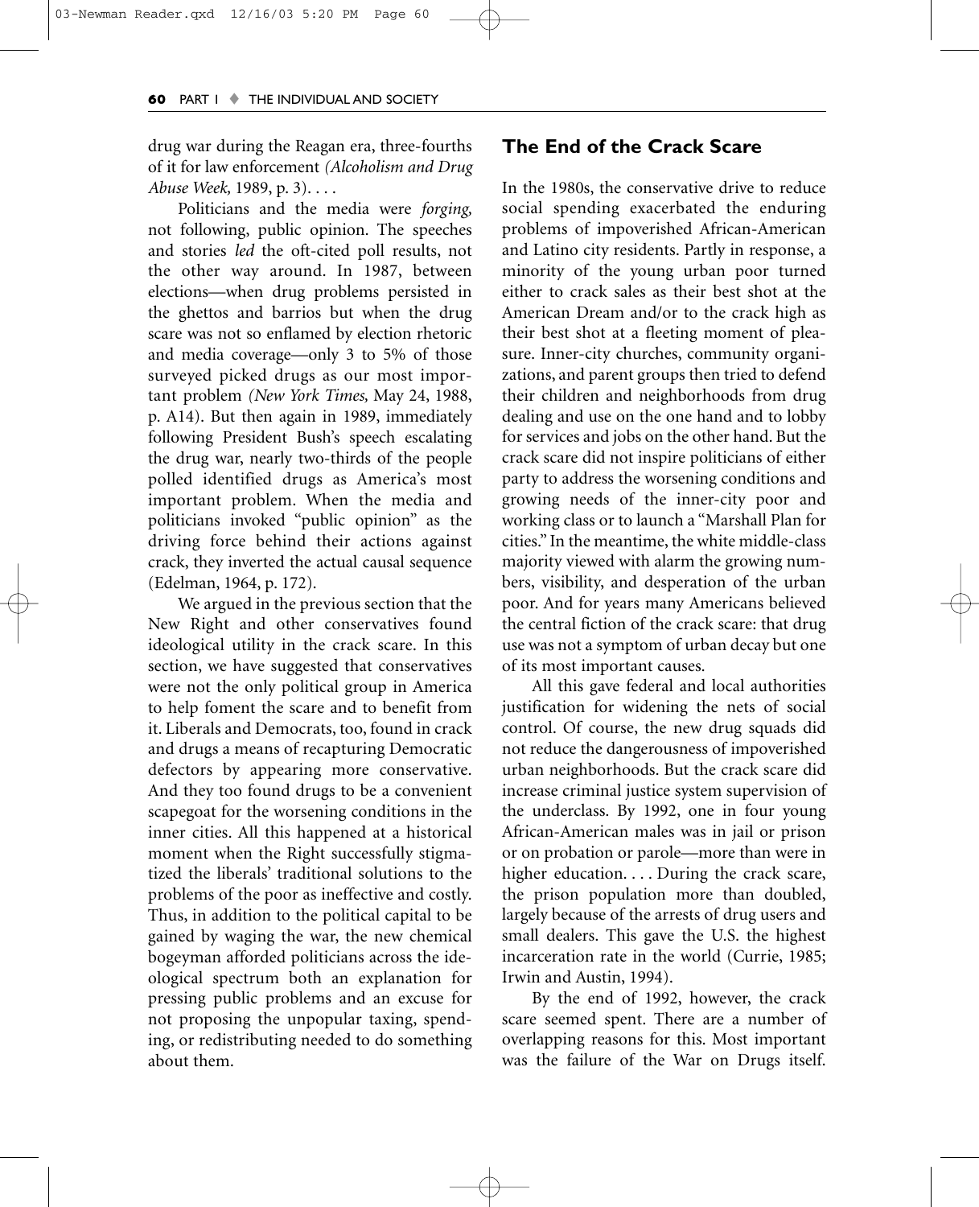drug war during the Reagan era, three-fourths of it for law enforcement *(Alcoholism and Drug Abuse Week,* 1989, p. 3). . . .

Politicians and the media were *forging,* not following, public opinion. The speeches and stories *led* the oft-cited poll results, not the other way around. In 1987, between elections—when drug problems persisted in the ghettos and barrios but when the drug scare was not so enflamed by election rhetoric and media coverage—only 3 to 5% of those surveyed picked drugs as our most important problem *(New York Times,* May 24, 1988, p. A14). But then again in 1989, immediately following President Bush's speech escalating the drug war, nearly two-thirds of the people polled identified drugs as America's most important problem. When the media and politicians invoked "public opinion" as the driving force behind their actions against crack, they inverted the actual causal sequence (Edelman, 1964, p. 172).

We argued in the previous section that the New Right and other conservatives found ideological utility in the crack scare. In this section, we have suggested that conservatives were not the only political group in America to help foment the scare and to benefit from it. Liberals and Democrats, too, found in crack and drugs a means of recapturing Democratic defectors by appearing more conservative. And they too found drugs to be a convenient scapegoat for the worsening conditions in the inner cities. All this happened at a historical moment when the Right successfully stigmatized the liberals' traditional solutions to the problems of the poor as ineffective and costly. Thus, in addition to the political capital to be gained by waging the war, the new chemical bogeyman afforded politicians across the ideological spectrum both an explanation for pressing public problems and an excuse for not proposing the unpopular taxing, spending, or redistributing needed to do something about them.

## The End of the Crack Scare

In the 1980s, the conservative drive to reduce social spending exacerbated the enduring problems of impoverished African-American and Latino city residents. Partly in response, a minority of the young urban poor turned either to crack sales as their best shot at the American Dream and/or to the crack high as their best shot at a fleeting moment of pleasure. Inner-city churches, community organizations, and parent groups then tried to defend their children and neighborhoods from drug dealing and use on the one hand and to lobby for services and jobs on the other hand. But the crack scare did not inspire politicians of either party to address the worsening conditions and growing needs of the inner-city poor and working class or to launch a "Marshall Plan for cities." In the meantime, the white middle-class majority viewed with alarm the growing numbers, visibility, and desperation of the urban poor. And for years many Americans believed the central fiction of the crack scare: that drug use was not a symptom of urban decay but one of its most important causes.

All this gave federal and local authorities justification for widening the nets of social control. Of course, the new drug squads did not reduce the dangerousness of impoverished urban neighborhoods. But the crack scare did increase criminal justice system supervision of the underclass. By 1992, one in four young African-American males was in jail or prison or on probation or parole—more than were in higher education. . . . During the crack scare, the prison population more than doubled, largely because of the arrests of drug users and small dealers. This gave the U.S. the highest incarceration rate in the world (Currie, 1985; Irwin and Austin, 1994).

By the end of 1992, however, the crack scare seemed spent. There are a number of overlapping reasons for this. Most important was the failure of the War on Drugs itself.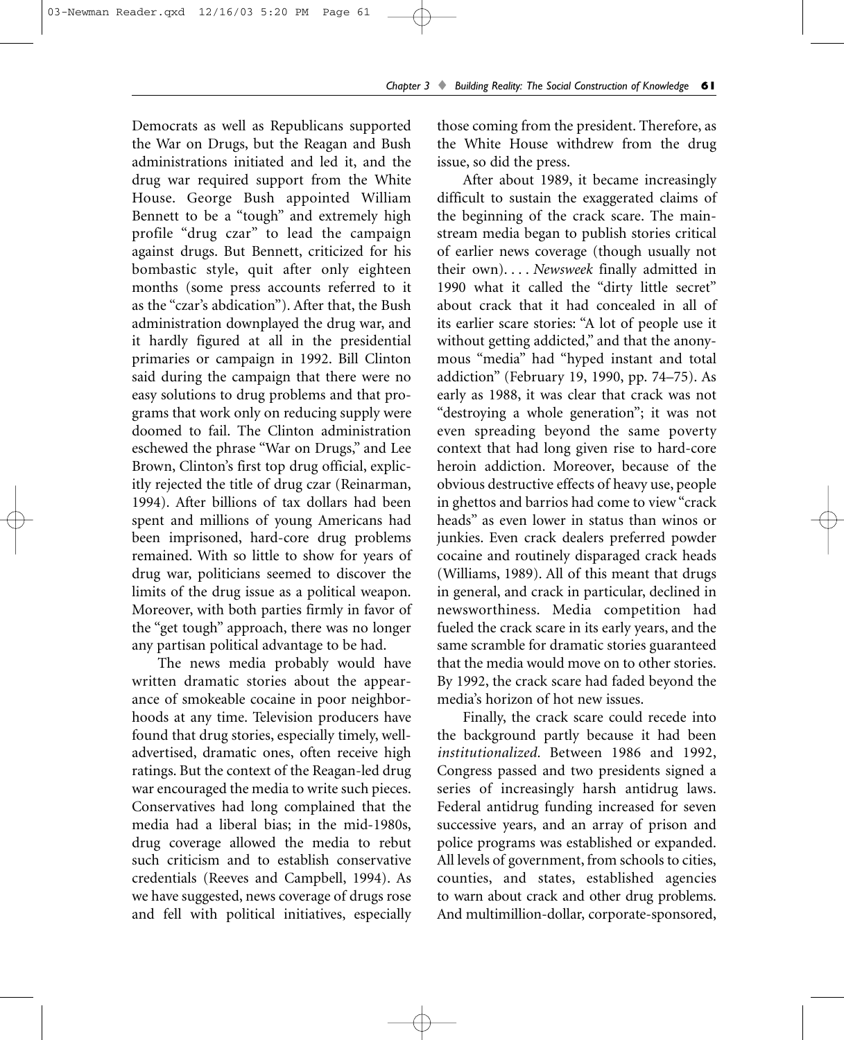Democrats as well as Republicans supported the War on Drugs, but the Reagan and Bush administrations initiated and led it, and the drug war required support from the White House. George Bush appointed William Bennett to be a "tough" and extremely high profile "drug czar" to lead the campaign against drugs. But Bennett, criticized for his bombastic style, quit after only eighteen months (some press accounts referred to it as the "czar's abdication"). After that, the Bush administration downplayed the drug war, and it hardly figured at all in the presidential primaries or campaign in 1992. Bill Clinton said during the campaign that there were no easy solutions to drug problems and that programs that work only on reducing supply were doomed to fail. The Clinton administration eschewed the phrase "War on Drugs," and Lee Brown, Clinton's first top drug official, explicitly rejected the title of drug czar (Reinarman, 1994). After billions of tax dollars had been spent and millions of young Americans had been imprisoned, hard-core drug problems remained. With so little to show for years of drug war, politicians seemed to discover the limits of the drug issue as a political weapon. Moreover, with both parties firmly in favor of the "get tough" approach, there was no longer any partisan political advantage to be had.

The news media probably would have written dramatic stories about the appearance of smokeable cocaine in poor neighborhoods at any time. Television producers have found that drug stories, especially timely, well-advertised, dramatic ones, often receive high ratings. But the context of the Reagan-led drug war encouraged the media to write such pieces. Conservatives had long complained that the media had a liberal bias; in the mid-1980s, drug coverage allowed the media to rebut such criticism and to establish conservative credentials (Reeves and Campbell, 1994). As we have suggested, news coverage of drugs rose and fell with political initiatives, especially those coming from the president. Therefore, as the White House withdrew from the drug issue, so did the press.

After about 1989, it became increasingly difficult to sustain the exaggerated claims of the beginning of the crack scare. The mainstream media began to publish stories critical of earlier news coverage (though usually not their own). . . . *Newsweek* finally admitted in 1990 what it called the "dirty little secret" about crack that it had concealed in all of its earlier scare stories: "A lot of people use it without getting addicted," and that the anonymous "media" had "hyped instant and total addiction" (February 19, 1990, pp. 74–75). As early as 1988, it was clear that crack was not "destroying a whole generation"; it was not even spreading beyond the same poverty context that had long given rise to hard-core heroin addiction. Moreover, because of the obvious destructive effects of heavy use, people in ghettos and barrios had come to view "crack heads" as even lower in status than winos or junkies. Even crack dealers preferred powder cocaine and routinely disparaged crack heads (Williams, 1989). All of this meant that drugs in general, and crack in particular, declined in newsworthiness. Media competition had fueled the crack scare in its early years, and the same scramble for dramatic stories guaranteed that the media would move on to other stories. By 1992, the crack scare had faded beyond the media's horizon of hot new issues.

Finally, the crack scare could recede into the background partly because it had been *institutionalized.* Between 1986 and 1992, Congress passed and two presidents signed a series of increasingly harsh antidrug laws. Federal antidrug funding increased for seven successive years, and an array of prison and police programs was established or expanded. All levels of government, from schools to cities, counties, and states, established agencies to warn about crack and other drug problems. And multimillion-dollar, corporate-sponsored,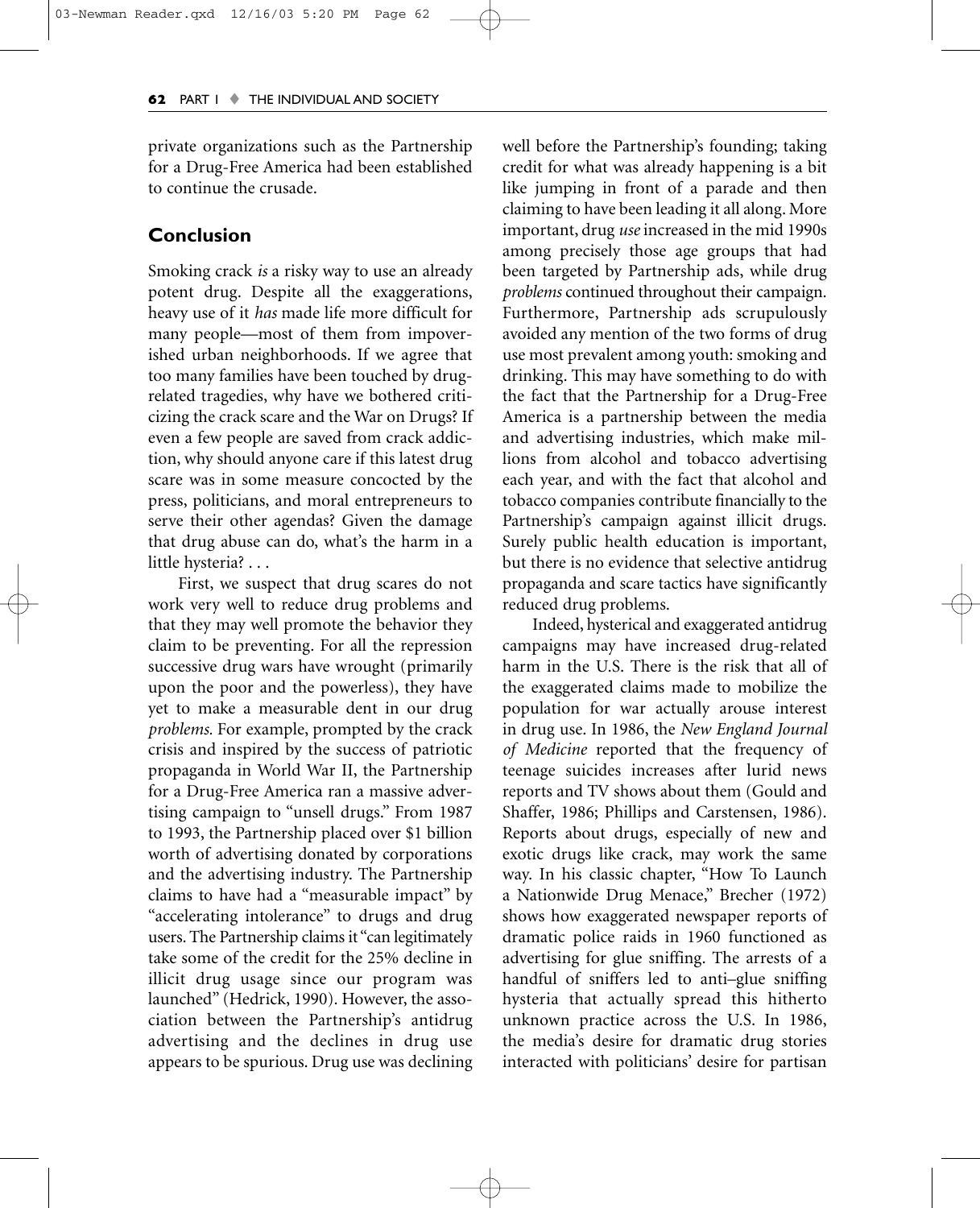private organizations such as the Partnership for a Drug-Free America had been established to continue the crusade.

## Conclusion

Smoking crack *is* a risky way to use an already potent drug. Despite all the exaggerations, heavy use of it *has* made life more difficult for many people—most of them from impoverished urban neighborhoods. If we agree that too many families have been touched by drug-related tragedies, why have we bothered criticizing the crack scare and the War on Drugs? If even a few people are saved from crack addiction, why should anyone care if this latest drug scare was in some measure concocted by the press, politicians, and moral entrepreneurs to serve their other agendas? Given the damage that drug abuse can do, what's the harm in a little hysteria? . . .

First, we suspect that drug scares do not work very well to reduce drug problems and that they may well promote the behavior they claim to be preventing. For all the repression successive drug wars have wrought (primarily upon the poor and the powerless), they have yet to make a measurable dent in our drug *problems.* For example, prompted by the crack crisis and inspired by the success of patriotic propaganda in World War II, the Partnership for a Drug-Free America ran a massive advertising campaign to "unsell drugs." From 1987 to 1993, the Partnership placed over $1 billion worth of advertising donated by corporations and the advertising industry. The Partnership claims to have had a "measurable impact" by "accelerating intolerance" to drugs and drug users. The Partnership claims it "can legitimately take some of the credit for the 25% decline in illicit drug usage since our program was launched" (Hedrick, 1990). However, the association between the Partnership's antidrug advertising and the declines in drug use appears to be spurious. Drug use was declining well before the Partnership's founding; taking credit for what was already happening is a bit like jumping in front of a parade and then claiming to have been leading it all along. More important, drug *use* increased in the mid 1990s among precisely those age groups that had been targeted by Partnership ads, while drug *problems* continued throughout their campaign. Furthermore, Partnership ads scrupulously avoided any mention of the two forms of drug use most prevalent among youth: smoking and drinking. This may have something to do with the fact that the Partnership for a Drug-Free America is a partnership between the media and advertising industries, which make millions from alcohol and tobacco advertising each year, and with the fact that alcohol and tobacco companies contribute financially to the Partnership's campaign against illicit drugs. Surely public health education is important, but there is no evidence that selective antidrug propaganda and scare tactics have significantly reduced drug problems.

Indeed, hysterical and exaggerated antidrug campaigns may have increased drug-related harm in the U.S. There is the risk that all of the exaggerated claims made to mobilize the population for war actually arouse interest in drug use. In 1986, the *New England Journal of Medicine* reported that the frequency of teenage suicides increases after lurid news reports and TV shows about them (Gould and Shaffer, 1986; Phillips and Carstensen, 1986). Reports about drugs, especially of new and exotic drugs like crack, may work the same way. In his classic chapter, "How To Launch a Nationwide Drug Menace," Brecher (1972) shows how exaggerated newspaper reports of dramatic police raids in 1960 functioned as advertising for glue sniffing. The arrests of a handful of sniffers led to anti–glue sniffing hysteria that actually spread this hitherto unknown practice across the U.S. In 1986, the media's desire for dramatic drug stories interacted with politicians' desire for partisan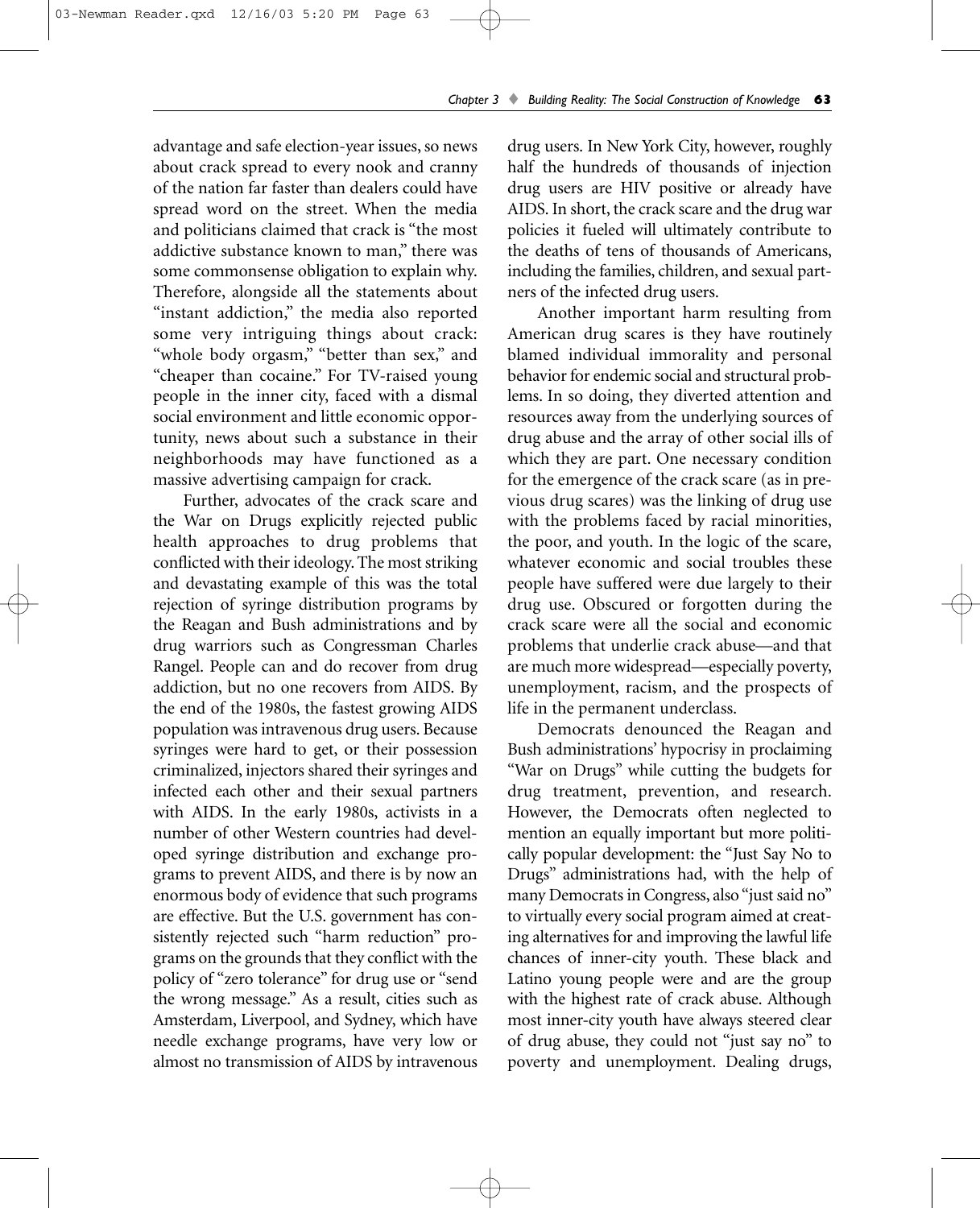advantage and safe election-year issues, so news about crack spread to every nook and cranny of the nation far faster than dealers could have spread word on the street. When the media and politicians claimed that crack is "the most addictive substance known to man," there was some commonsense obligation to explain why. Therefore, alongside all the statements about "instant addiction," the media also reported some very intriguing things about crack: "whole body orgasm," "better than sex," and "cheaper than cocaine." For TV-raised young people in the inner city, faced with a dismal social environment and little economic opportunity, news about such a substance in their neighborhoods may have functioned as a massive advertising campaign for crack.

Further, advocates of the crack scare and the War on Drugs explicitly rejected public health approaches to drug problems that conflicted with their ideology. The most striking and devastating example of this was the total rejection of syringe distribution programs by the Reagan and Bush administrations and by drug warriors such as Congressman Charles Rangel. People can and do recover from drug addiction, but no one recovers from AIDS. By the end of the 1980s, the fastest growing AIDS population was intravenous drug users. Because syringes were hard to get, or their possession criminalized, injectors shared their syringes and infected each other and their sexual partners with AIDS. In the early 1980s, activists in a number of other Western countries had developed syringe distribution and exchange programs to prevent AIDS, and there is by now an enormous body of evidence that such programs are effective. But the U.S. government has consistently rejected such "harm reduction" programs on the grounds that they conflict with the policy of "zero tolerance" for drug use or "send the wrong message." As a result, cities such as Amsterdam, Liverpool, and Sydney, which have needle exchange programs, have very low or almost no transmission of AIDS by intravenous drug users. In New York City, however, roughly half the hundreds of thousands of injection drug users are HIV positive or already have AIDS. In short, the crack scare and the drug war policies it fueled will ultimately contribute to the deaths of tens of thousands of Americans, including the families, children, and sexual partners of the infected drug users.

Another important harm resulting from American drug scares is they have routinely blamed individual immorality and personal behavior for endemic social and structural problems. In so doing, they diverted attention and resources away from the underlying sources of drug abuse and the array of other social ills of which they are part. One necessary condition for the emergence of the crack scare (as in previous drug scares) was the linking of drug use with the problems faced by racial minorities, the poor, and youth. In the logic of the scare, whatever economic and social troubles these people have suffered were due largely to their drug use. Obscured or forgotten during the crack scare were all the social and economic problems that underlie crack abuse—and that are much more widespread—especially poverty, unemployment, racism, and the prospects of life in the permanent underclass.

Democrats denounced the Reagan and Bush administrations' hypocrisy in proclaiming "War on Drugs" while cutting the budgets for drug treatment, prevention, and research. However, the Democrats often neglected to mention an equally important but more politically popular development: the "Just Say No to Drugs" administrations had, with the help of many Democrats in Congress, also "just said no" to virtually every social program aimed at creating alternatives for and improving the lawful life chances of inner-city youth. These black and Latino young people were and are the group with the highest rate of crack abuse. Although most inner-city youth have always steered clear of drug abuse, they could not "just say no" to poverty and unemployment. Dealing drugs,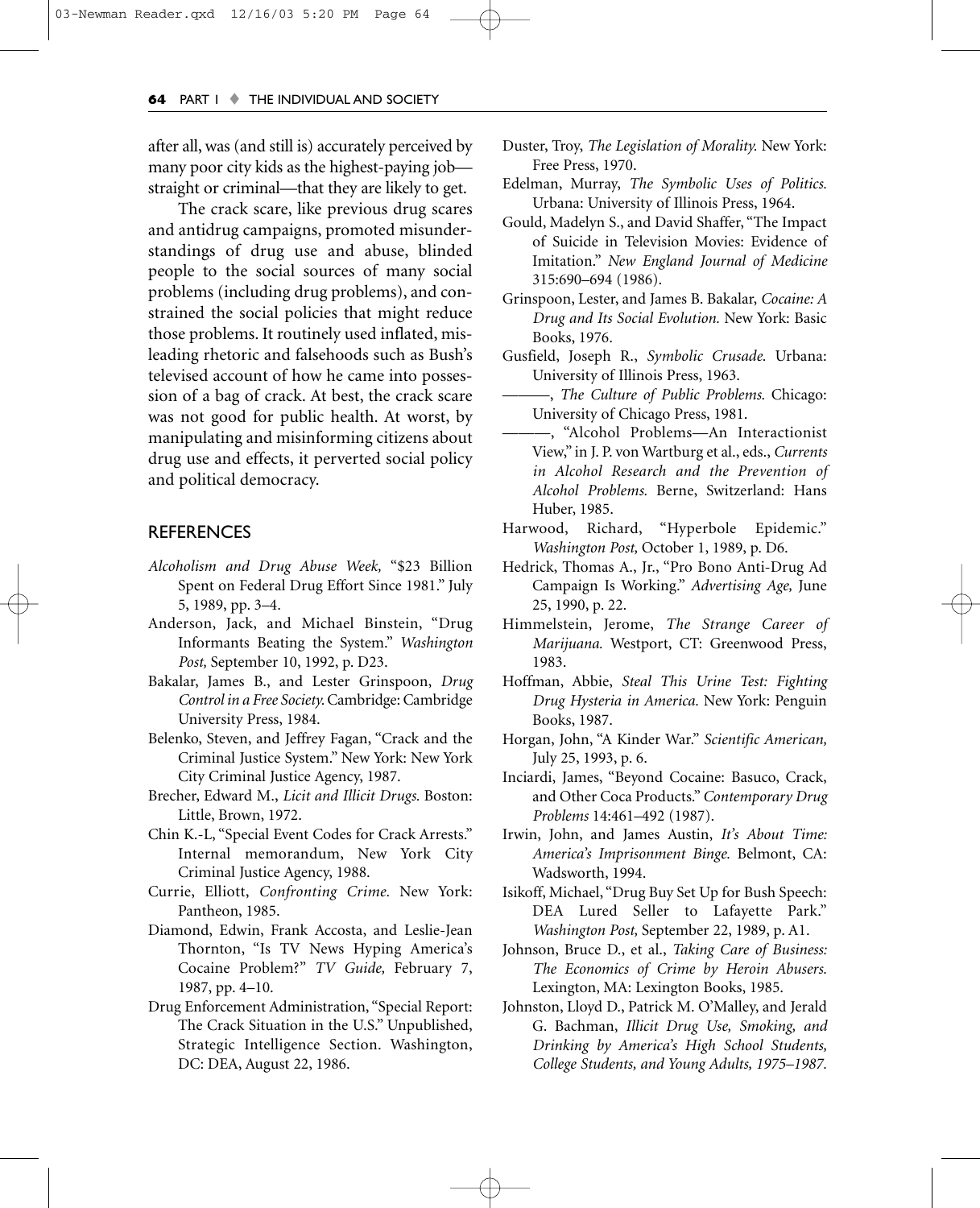after all, was (and still is) accurately perceived by many poor city kids as the highest-paying job—straight or criminal—that they are likely to get.

The crack scare, like previous drug scares and antidrug campaigns, promoted misunderstandings of drug use and abuse, blinded people to the social sources of many social problems (including drug problems), and constrained the social policies that might reduce those problems. It routinely used inflated, misleading rhetoric and falsehoods such as Bush's televised account of how he came into possession of a bag of crack. At best, the crack scare was not good for public health. At worst, by manipulating and misinforming citizens about drug use and effects, it perverted social policy and political democracy.

## REFERENCES

*Alcoholism and Drug Abuse Week,* "$23 Billion Spent on Federal Drug Effort Since 1981." July 5, 1989, pp. 3–4.

Anderson, Jack, and Michael Binstein, "Drug Informants Beating the System." *Washington Post,* September 10, 1992, p. D23.

Bakalar, James B., and Lester Grinspoon, *Drug Control in a Free Society.* Cambridge: Cambridge University Press, 1984.

Belenko, Steven, and Jeffrey Fagan, "Crack and the Criminal Justice System." New York: New York City Criminal Justice Agency, 1987.

Brecher, Edward M., *Licit and Illicit Drugs.* Boston: Little, Brown, 1972.

Chin K.-L, "Special Event Codes for Crack Arrests." Internal memorandum, New York City Criminal Justice Agency, 1988.

Currie, Elliott, *Confronting Crime.* New York: Pantheon, 1985.

Diamond, Edwin, Frank Accosta, and Leslie-Jean Thornton, "Is TV News Hyping America's Cocaine Problem?" *TV Guide,* February 7, 1987, pp. 4–10.

Drug Enforcement Administration, "Special Report: The Crack Situation in the U.S." Unpublished, Strategic Intelligence Section. Washington, DC: DEA, August 22, 1986.

Duster, Troy, *The Legislation of Morality.* New York: Free Press, 1970.

Edelman, Murray, *The Symbolic Uses of Politics.* Urbana: University of Illinois Press, 1964.

Gould, Madelyn S., and David Shaffer, "The Impact of Suicide in Television Movies: Evidence of Imitation." *New England Journal of Medicine* 315:690–694 (1986).

Grinspoon, Lester, and James B. Bakalar, *Cocaine: A Drug and Its Social Evolution.* New York: Basic Books, 1976.

Gusfield, Joseph R., *Symbolic Crusade.* Urbana: University of Illinois Press, 1963.

———, *The Culture of Public Problems.* Chicago: University of Chicago Press, 1981.

———, "Alcohol Problems—An Interactionist View," in J. P. von Wartburg et al., eds., *Currents in Alcohol Research and the Prevention of Alcohol Problems.* Berne, Switzerland: Hans Huber, 1985.

Harwood, Richard, "Hyperbole Epidemic." *Washington Post,* October 1, 1989, p. D6.

Hedrick, Thomas A., Jr., "Pro Bono Anti-Drug Ad Campaign Is Working." *Advertising Age,* June 25, 1990, p. 22.

Himmelstein, Jerome, *The Strange Career of Marijuana.* Westport, CT: Greenwood Press, 1983.

Hoffman, Abbie, *Steal This Urine Test: Fighting Drug Hysteria in America.* New York: Penguin Books, 1987.

Horgan, John, "A Kinder War." *Scientific American,* July 25, 1993, p. 6.

Inciardi, James, "Beyond Cocaine: Basuco, Crack, and Other Coca Products." *Contemporary Drug Problems* 14:461–492 (1987).

Irwin, John, and James Austin, *It's About Time: America's Imprisonment Binge.* Belmont, CA: Wadsworth, 1994.

Isikoff, Michael, "Drug Buy Set Up for Bush Speech: DEA Lured Seller to Lafayette Park." *Washington Post,* September 22, 1989, p. A1.

Johnson, Bruce D., et al., *Taking Care of Business: The Economics of Crime by Heroin Abusers.* Lexington, MA: Lexington Books, 1985.

Johnston, Lloyd D., Patrick M. O'Malley, and Jerald G. Bachman, *Illicit Drug Use, Smoking, and Drinking by America's High School Students, College Students, and Young Adults, 1975–1987.*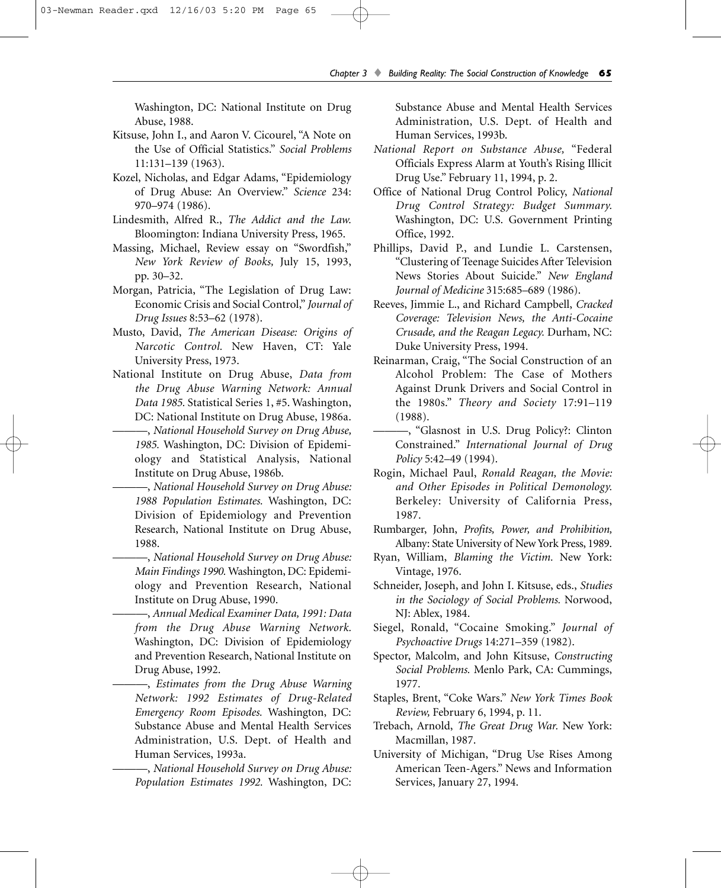Washington, DC: National Institute on Drug Abuse, 1988.

Kitsuse, John I., and Aaron V. Cicourel, "A Note on the Use of Official Statistics." *Social Problems* 11:131–139 (1963).

Kozel, Nicholas, and Edgar Adams, "Epidemiology of Drug Abuse: An Overview." *Science* 234: 970–974 (1986).

Lindesmith, Alfred R., *The Addict and the Law.* Bloomington: Indiana University Press, 1965.

Massing, Michael, Review essay on "Swordfish," *New York Review of Books,* July 15, 1993, pp. 30–32.

Morgan, Patricia, "The Legislation of Drug Law: Economic Crisis and Social Control," *Journal of Drug Issues* 8:53–62 (1978).

Musto, David, *The American Disease: Origins of Narcotic Control.* New Haven, CT: Yale University Press, 1973.

National Institute on Drug Abuse, *Data from the Drug Abuse Warning Network: Annual Data 1985.* Statistical Series 1, #5. Washington, DC: National Institute on Drug Abuse, 1986a.

———, *National Household Survey on Drug Abuse, 1985.* Washington, DC: Division of Epidemiology and Statistical Analysis, National Institute on Drug Abuse, 1986b.

———, *National Household Survey on Drug Abuse: 1988 Population Estimates.* Washington, DC: Division of Epidemiology and Prevention Research, National Institute on Drug Abuse, 1988.

———, *National Household Survey on Drug Abuse: Main Findings 1990.* Washington, DC: Epidemiology and Prevention Research, National Institute on Drug Abuse, 1990.

———, *Annual Medical Examiner Data, 1991: Data from the Drug Abuse Warning Network.* Washington, DC: Division of Epidemiology and Prevention Research, National Institute on Drug Abuse, 1992.

———, *Estimates from the Drug Abuse Warning Network: 1992 Estimates of Drug-Related Emergency Room Episodes.* Washington, DC: Substance Abuse and Mental Health Services Administration, U.S. Dept. of Health and Human Services, 1993a.

———, *National Household Survey on Drug Abuse: Population Estimates 1992.* Washington, DC: Substance Abuse and Mental Health Services Administration, U.S. Dept. of Health and Human Services, 1993b.

*National Report on Substance Abuse,* "Federal Officials Express Alarm at Youth's Rising Illicit Drug Use." February 11, 1994, p. 2.

Office of National Drug Control Policy, *National Drug Control Strategy: Budget Summary.* Washington, DC: U.S. Government Printing Office, 1992.

Phillips, David P., and Lundie L. Carstensen, "Clustering of Teenage Suicides After Television News Stories About Suicide." *New England Journal of Medicine* 315:685–689 (1986).

Reeves, Jimmie L., and Richard Campbell, *Cracked Coverage: Television News, the Anti-Cocaine Crusade, and the Reagan Legacy.* Durham, NC: Duke University Press, 1994.

Reinarman, Craig, "The Social Construction of an Alcohol Problem: The Case of Mothers Against Drunk Drivers and Social Control in the 1980s." *Theory and Society* 17:91–119 (1988).

———, "Glasnost in U.S. Drug Policy?: Clinton Constrained." *International Journal of Drug Policy* 5:42–49 (1994).

Rogin, Michael Paul, *Ronald Reagan, the Movie: and Other Episodes in Political Demonology.* Berkeley: University of California Press, 1987.

Rumbarger, John, *Profits, Power, and Prohibition,* Albany: State University of New York Press, 1989.

Ryan, William, *Blaming the Victim.* New York: Vintage, 1976.

Schneider, Joseph, and John I. Kitsuse, eds., *Studies in the Sociology of Social Problems.* Norwood, NJ: Ablex, 1984.

Siegel, Ronald, "Cocaine Smoking." *Journal of Psychoactive Drugs* 14:271–359 (1982).

Spector, Malcolm, and John Kitsuse, *Constructing Social Problems.* Menlo Park, CA: Cummings, 1977.

Staples, Brent, "Coke Wars." *New York Times Book Review,* February 6, 1994, p. 11.

Trebach, Arnold, *The Great Drug War.* New York: Macmillan, 1987.

University of Michigan, "Drug Use Rises Among American Teen-Agers." News and Information Services, January 27, 1994.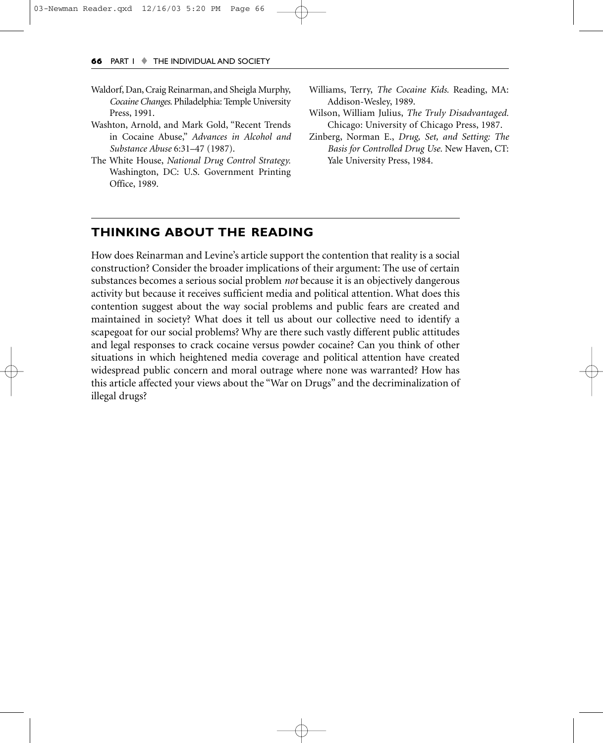Waldorf, Dan, Craig Reinarman, and Sheigla Murphy, *Cocaine Changes.* Philadelphia: Temple University Press, 1991.

Washton, Arnold, and Mark Gold, "Recent Trends in Cocaine Abuse," *Advances in Alcohol and Substance Abuse* 6:31–47 (1987).

The White House, *National Drug Control Strategy.* Washington, DC: U.S. Government Printing Office, 1989.

Williams, Terry, *The Cocaine Kids.* Reading, MA: Addison-Wesley, 1989.

Wilson, William Julius, *The Truly Disadvantaged.* Chicago: University of Chicago Press, 1987.

Zinberg, Norman E., *Drug, Set, and Setting: The Basis for Controlled Drug Use.* New Haven, CT: Yale University Press, 1984.

## THINKING ABOUT THE READING

How does Reinarman and Levine's article support the contention that reality is a social construction? Consider the broader implications of their argument: The use of certain substances becomes a serious social problem *not* because it is an objectively dangerous activity but because it receives sufficient media and political attention. What does this contention suggest about the way social problems and public fears are created and maintained in society? What does it tell us about our collective need to identify a scapegoat for our social problems? Why are there such vastly different public attitudes and legal responses to crack cocaine versus powder cocaine? Can you think of other situations in which heightened media coverage and political attention have created widespread public concern and moral outrage where none was warranted? How has this article affected your views about the "War on Drugs" and the decriminalization of illegal drugs?